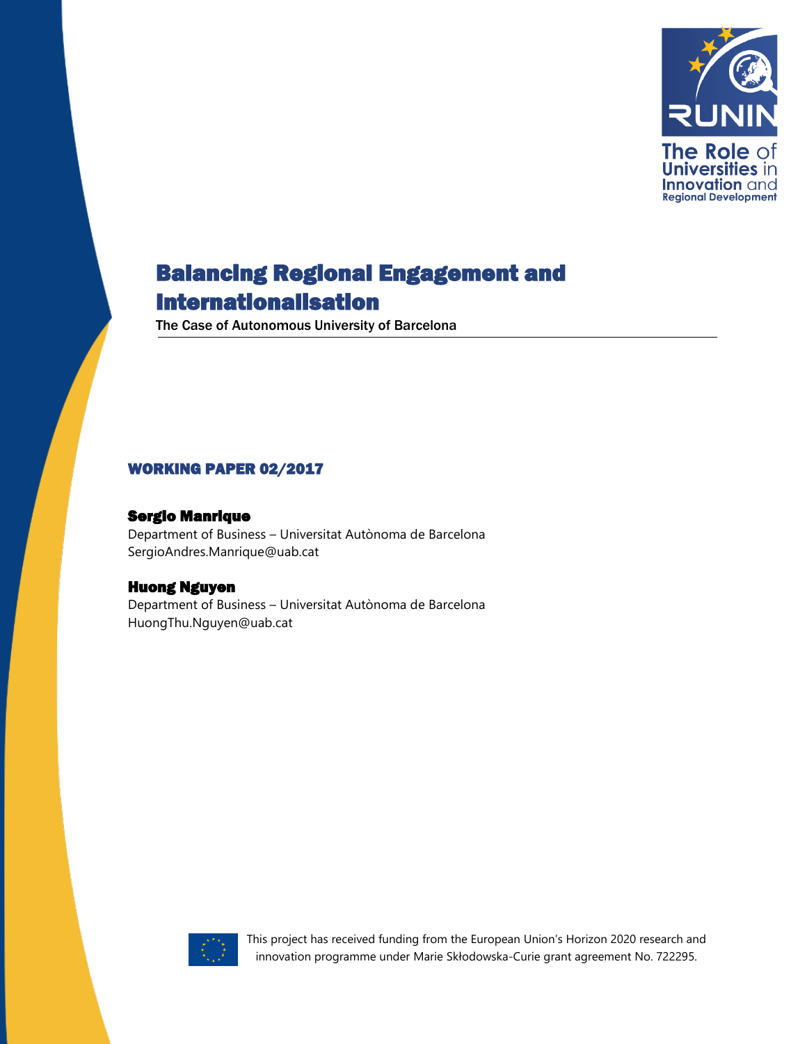The Role of Universities in Innovation and Regional Development

# Balancing Regional Engagement and Internationalisation

The Case of Autonomous University of Barcelona

## WORKING PAPER 02/2017

**Sergio Manrique**
Department of Business – Universitat Autònoma de Barcelona
SergioAndres.Manrique@uab.cat

**Huong Nguyen**
Department of Business – Universitat Autònoma de Barcelona
HuongThu.Nguyen@uab.cat

This project has received funding from the European Union's Horizon 2020 research and innovation programme under Marie Skłodowska-Curie grant agreement No. 722295.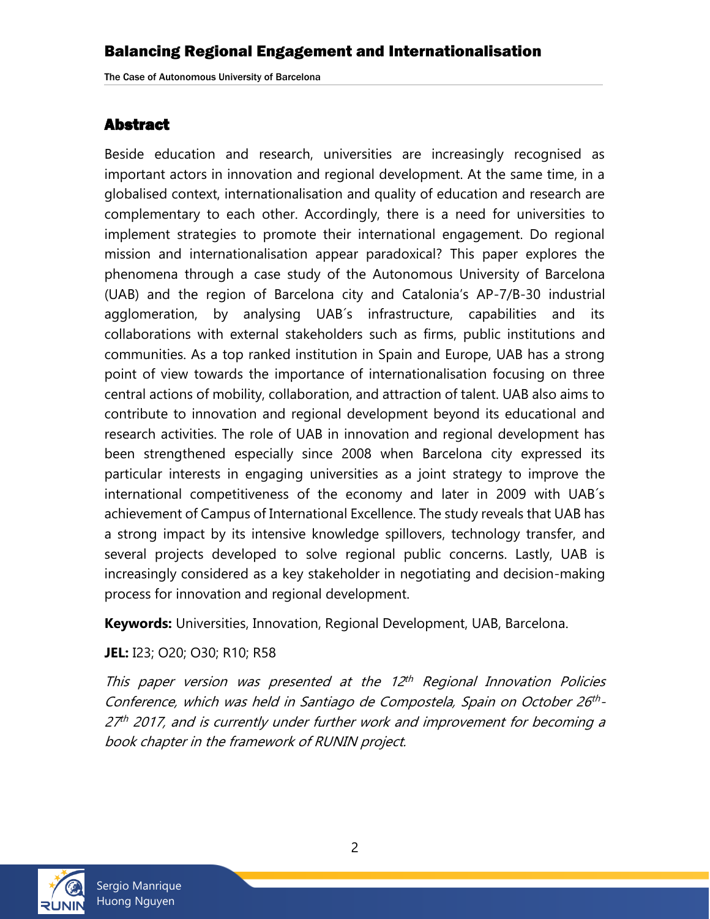## Abstract

Beside education and research, universities are increasingly recognised as important actors in innovation and regional development. At the same time, in a globalised context, internationalisation and quality of education and research are complementary to each other. Accordingly, there is a need for universities to implement strategies to promote their international engagement. Do regional mission and internationalisation appear paradoxical? This paper explores the phenomena through a case study of the Autonomous University of Barcelona (UAB) and the region of Barcelona city and Catalonia's AP-7/B-30 industrial agglomeration, by analysing UAB´s infrastructure, capabilities and its collaborations with external stakeholders such as firms, public institutions and communities. As a top ranked institution in Spain and Europe, UAB has a strong point of view towards the importance of internationalisation focusing on three central actions of mobility, collaboration, and attraction of talent. UAB also aims to contribute to innovation and regional development beyond its educational and research activities. The role of UAB in innovation and regional development has been strengthened especially since 2008 when Barcelona city expressed its particular interests in engaging universities as a joint strategy to improve the international competitiveness of the economy and later in 2009 with UAB´s achievement of Campus of International Excellence. The study reveals that UAB has a strong impact by its intensive knowledge spillovers, technology transfer, and several projects developed to solve regional public concerns. Lastly, UAB is increasingly considered as a key stakeholder in negotiating and decision-making process for innovation and regional development.

**Keywords:** Universities, Innovation, Regional Development, UAB, Barcelona.

**JEL:** I23; O20; O30; R10; R58

*This paper version was presented at the 12th Regional Innovation Policies Conference, which was held in Santiago de Compostela, Spain on October 26th-27th 2017, and is currently under further work and improvement for becoming a book chapter in the framework of RUNIN project.*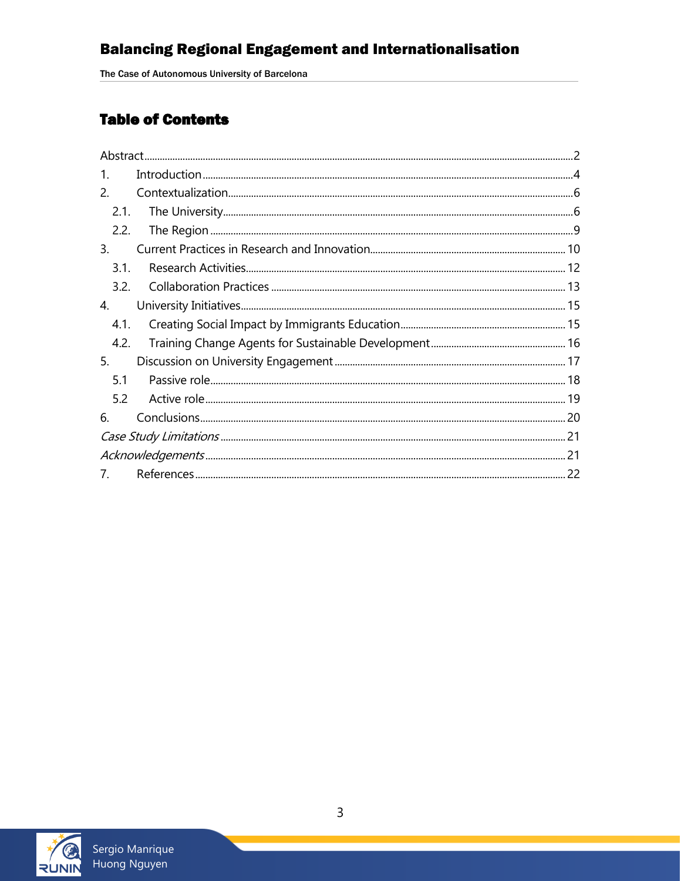## Table of Contents

Abstract ........ 2

1. Introduction ........ 4
2. Contextualization ........ 6
   - 2.1. The University ........ 6
   - 2.2. The Region ........ 9
3. Current Practices in Research and Innovation ........ 10
   - 3.1. Research Activities ........ 12
   - 3.2. Collaboration Practices ........ 13
4. University Initiatives ........ 15
   - 4.1. Creating Social Impact by Immigrants Education ........ 15
   - 4.2. Training Change Agents for Sustainable Development ........ 16
5. Discussion on University Engagement ........ 17
   - 5.1 Passive role ........ 18
   - 5.2 Active role ........ 19
6. Conclusions ........ 20

*Case Study Limitations* ........ 21

*Acknowledgements* ........ 21

7. References ........ 22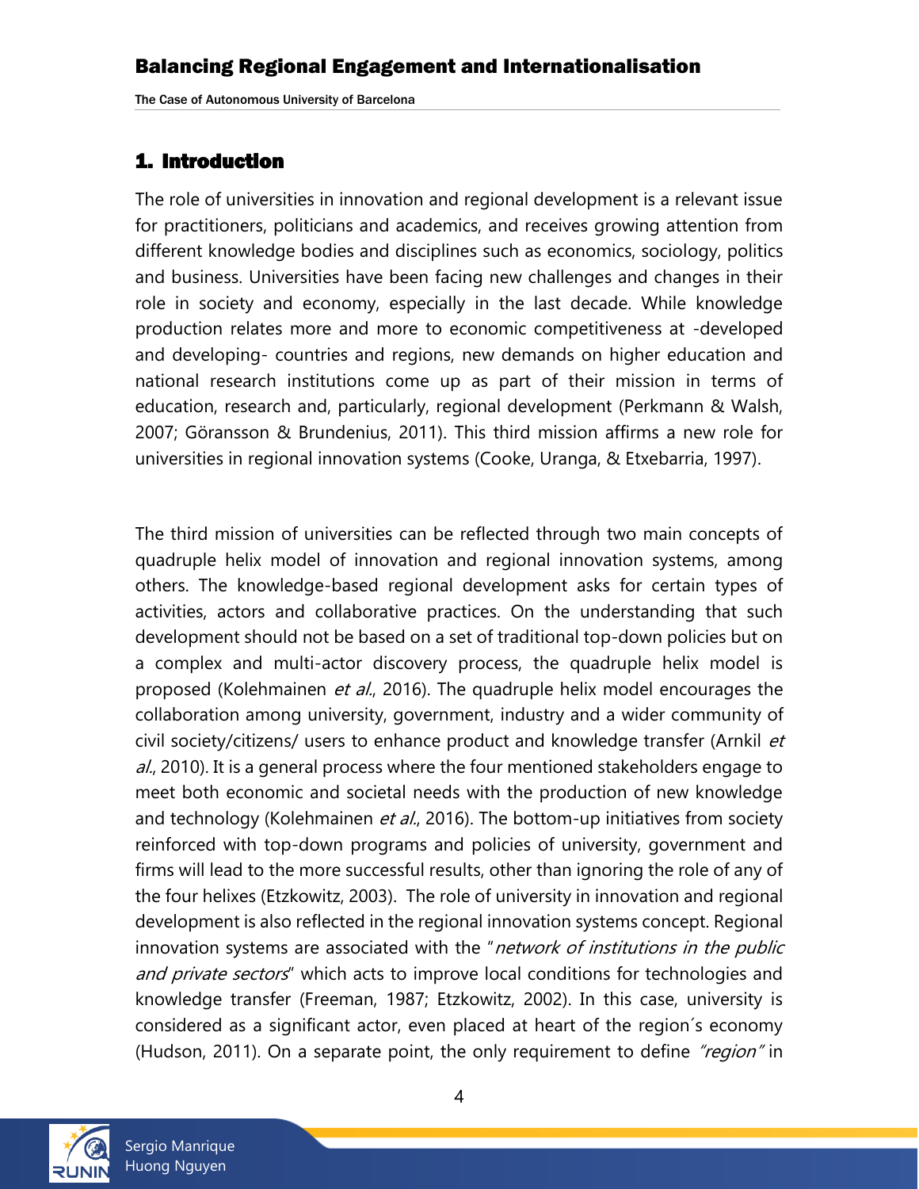## 1. Introduction

The role of universities in innovation and regional development is a relevant issue for practitioners, politicians and academics, and receives growing attention from different knowledge bodies and disciplines such as economics, sociology, politics and business. Universities have been facing new challenges and changes in their role in society and economy, especially in the last decade. While knowledge production relates more and more to economic competitiveness at -developed and developing- countries and regions, new demands on higher education and national research institutions come up as part of their mission in terms of education, research and, particularly, regional development (Perkmann & Walsh, 2007; Göransson & Brundenius, 2011). This third mission affirms a new role for universities in regional innovation systems (Cooke, Uranga, & Etxebarria, 1997).

The third mission of universities can be reflected through two main concepts of quadruple helix model of innovation and regional innovation systems, among others. The knowledge-based regional development asks for certain types of activities, actors and collaborative practices. On the understanding that such development should not be based on a set of traditional top-down policies but on a complex and multi-actor discovery process, the quadruple helix model is proposed (Kolehmainen *et al.*, 2016). The quadruple helix model encourages the collaboration among university, government, industry and a wider community of civil society/citizens/ users to enhance product and knowledge transfer (Arnkil *et al.*, 2010). It is a general process where the four mentioned stakeholders engage to meet both economic and societal needs with the production of new knowledge and technology (Kolehmainen *et al.*, 2016). The bottom-up initiatives from society reinforced with top-down programs and policies of university, government and firms will lead to the more successful results, other than ignoring the role of any of the four helixes (Etzkowitz, 2003). The role of university in innovation and regional development is also reflected in the regional innovation systems concept. Regional innovation systems are associated with the "*network of institutions in the public and private sectors*" which acts to improve local conditions for technologies and knowledge transfer (Freeman, 1987; Etzkowitz, 2002). In this case, university is considered as a significant actor, even placed at heart of the region´s economy (Hudson, 2011). On a separate point, the only requirement to define *"region"* in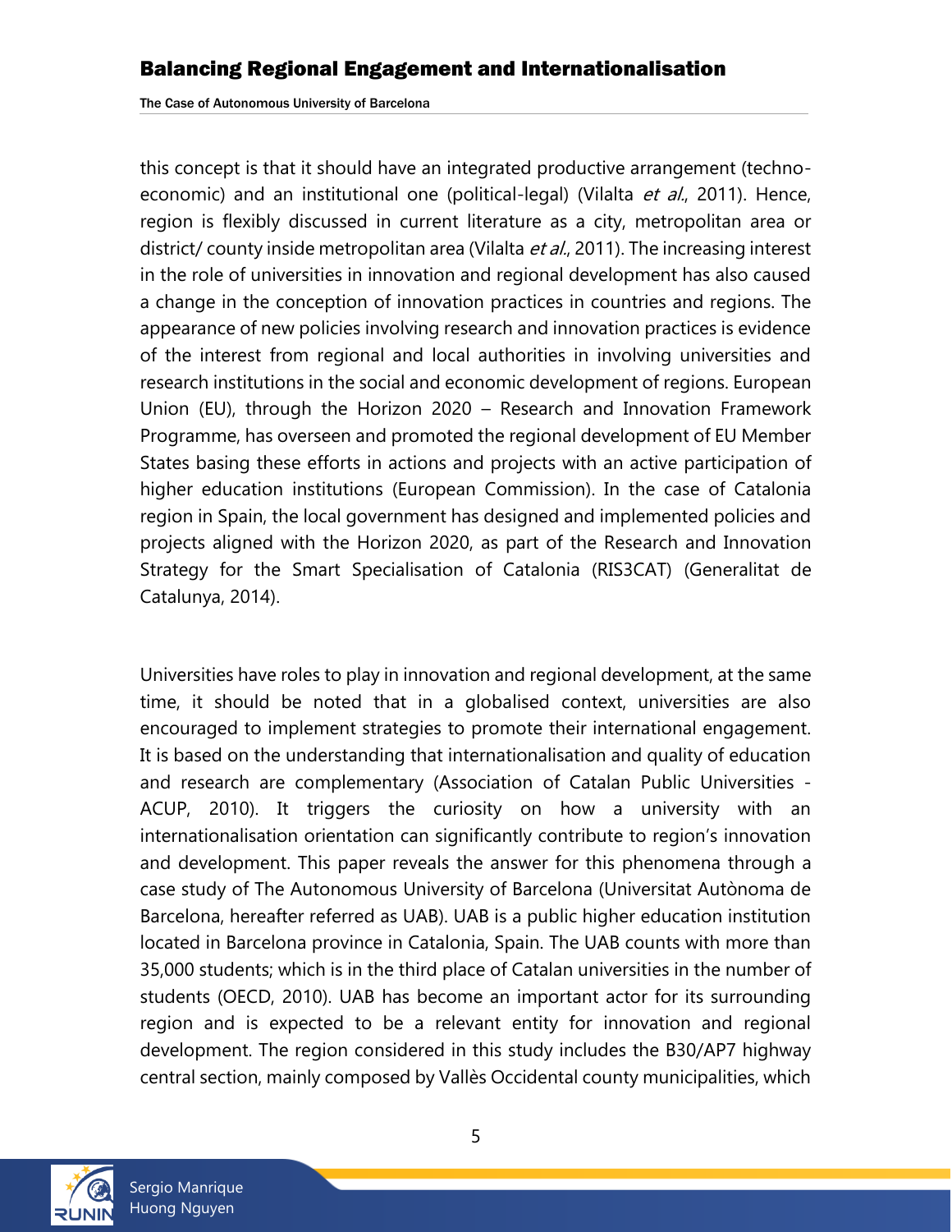this concept is that it should have an integrated productive arrangement (techno-economic) and an institutional one (political-legal) (Vilalta *et al.*, 2011). Hence, region is flexibly discussed in current literature as a city, metropolitan area or district/ county inside metropolitan area (Vilalta *et al.*, 2011). The increasing interest in the role of universities in innovation and regional development has also caused a change in the conception of innovation practices in countries and regions. The appearance of new policies involving research and innovation practices is evidence of the interest from regional and local authorities in involving universities and research institutions in the social and economic development of regions. European Union (EU), through the Horizon 2020 – Research and Innovation Framework Programme, has overseen and promoted the regional development of EU Member States basing these efforts in actions and projects with an active participation of higher education institutions (European Commission). In the case of Catalonia region in Spain, the local government has designed and implemented policies and projects aligned with the Horizon 2020, as part of the Research and Innovation Strategy for the Smart Specialisation of Catalonia (RIS3CAT) (Generalitat de Catalunya, 2014).

Universities have roles to play in innovation and regional development, at the same time, it should be noted that in a globalised context, universities are also encouraged to implement strategies to promote their international engagement. It is based on the understanding that internationalisation and quality of education and research are complementary (Association of Catalan Public Universities - ACUP, 2010). It triggers the curiosity on how a university with an internationalisation orientation can significantly contribute to region's innovation and development. This paper reveals the answer for this phenomena through a case study of The Autonomous University of Barcelona (Universitat Autònoma de Barcelona, hereafter referred as UAB). UAB is a public higher education institution located in Barcelona province in Catalonia, Spain. The UAB counts with more than 35,000 students; which is in the third place of Catalan universities in the number of students (OECD, 2010). UAB has become an important actor for its surrounding region and is expected to be a relevant entity for innovation and regional development. The region considered in this study includes the B30/AP7 highway central section, mainly composed by Vallès Occidental county municipalities, which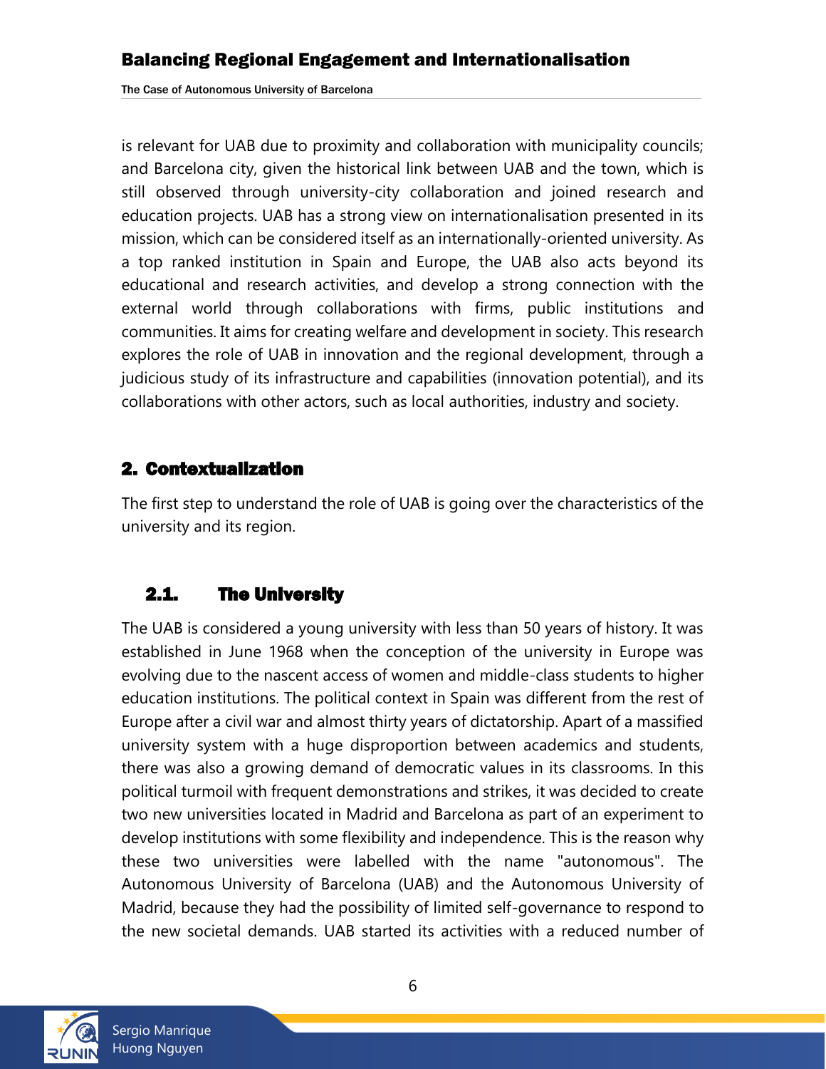is relevant for UAB due to proximity and collaboration with municipality councils; and Barcelona city, given the historical link between UAB and the town, which is still observed through university-city collaboration and joined research and education projects. UAB has a strong view on internationalisation presented in its mission, which can be considered itself as an internationally-oriented university. As a top ranked institution in Spain and Europe, the UAB also acts beyond its educational and research activities, and develop a strong connection with the external world through collaborations with firms, public institutions and communities. It aims for creating welfare and development in society. This research explores the role of UAB in innovation and the regional development, through a judicious study of its infrastructure and capabilities (innovation potential), and its collaborations with other actors, such as local authorities, industry and society.

## 2. Contextualization

The first step to understand the role of UAB is going over the characteristics of the university and its region.

### 2.1. The University

The UAB is considered a young university with less than 50 years of history. It was established in June 1968 when the conception of the university in Europe was evolving due to the nascent access of women and middle-class students to higher education institutions. The political context in Spain was different from the rest of Europe after a civil war and almost thirty years of dictatorship. Apart of a massified university system with a huge disproportion between academics and students, there was also a growing demand of democratic values in its classrooms. In this political turmoil with frequent demonstrations and strikes, it was decided to create two new universities located in Madrid and Barcelona as part of an experiment to develop institutions with some flexibility and independence. This is the reason why these two universities were labelled with the name "autonomous". The Autonomous University of Barcelona (UAB) and the Autonomous University of Madrid, because they had the possibility of limited self-governance to respond to the new societal demands. UAB started its activities with a reduced number of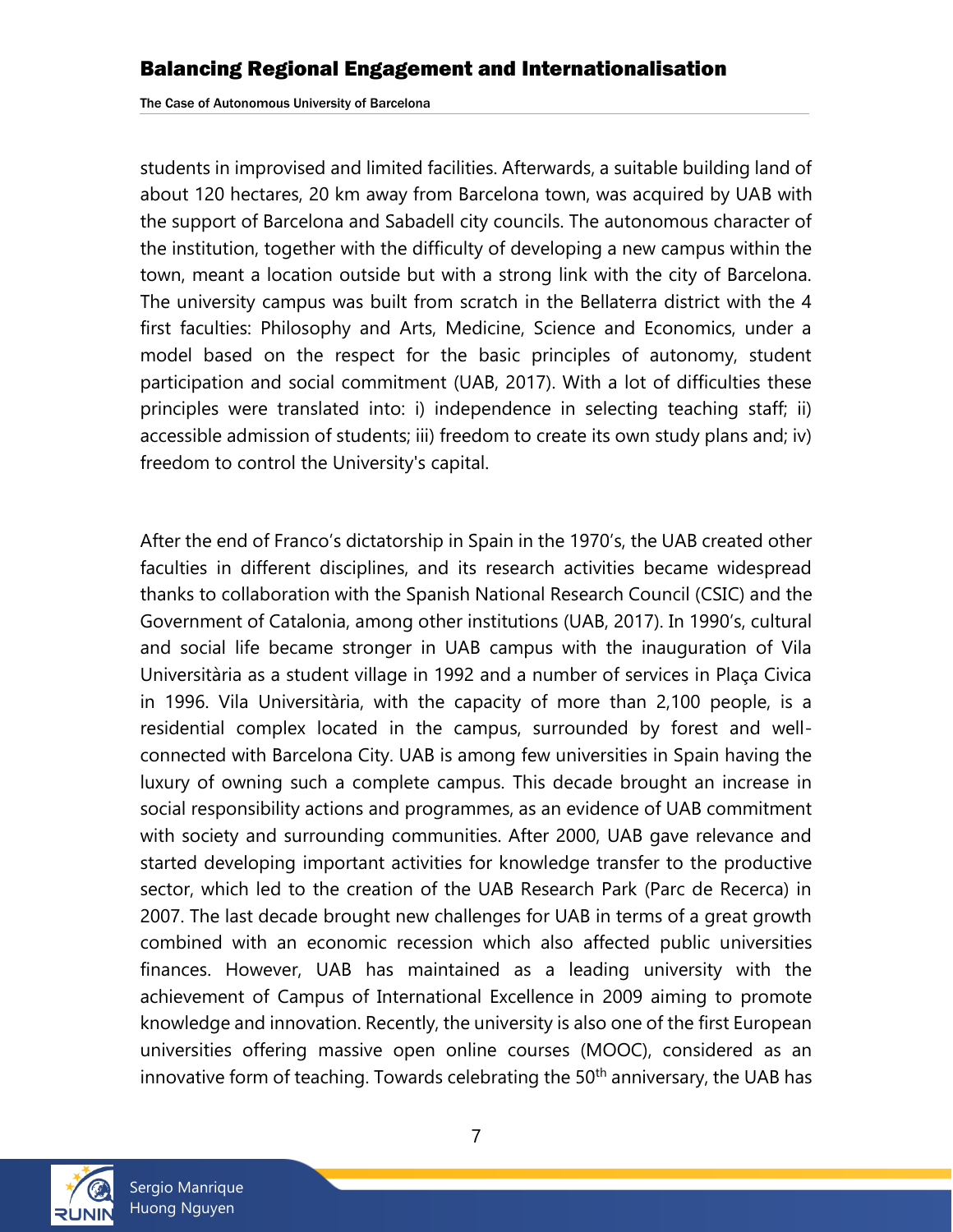students in improvised and limited facilities. Afterwards, a suitable building land of about 120 hectares, 20 km away from Barcelona town, was acquired by UAB with the support of Barcelona and Sabadell city councils. The autonomous character of the institution, together with the difficulty of developing a new campus within the town, meant a location outside but with a strong link with the city of Barcelona. The university campus was built from scratch in the Bellaterra district with the 4 first faculties: Philosophy and Arts, Medicine, Science and Economics, under a model based on the respect for the basic principles of autonomy, student participation and social commitment (UAB, 2017). With a lot of difficulties these principles were translated into: i) independence in selecting teaching staff; ii) accessible admission of students; iii) freedom to create its own study plans and; iv) freedom to control the University's capital.

After the end of Franco's dictatorship in Spain in the 1970's, the UAB created other faculties in different disciplines, and its research activities became widespread thanks to collaboration with the Spanish National Research Council (CSIC) and the Government of Catalonia, among other institutions (UAB, 2017). In 1990's, cultural and social life became stronger in UAB campus with the inauguration of Vila Universitària as a student village in 1992 and a number of services in Plaça Civica in 1996. Vila Universitària, with the capacity of more than 2,100 people, is a residential complex located in the campus, surrounded by forest and well-connected with Barcelona City. UAB is among few universities in Spain having the luxury of owning such a complete campus. This decade brought an increase in social responsibility actions and programmes, as an evidence of UAB commitment with society and surrounding communities. After 2000, UAB gave relevance and started developing important activities for knowledge transfer to the productive sector, which led to the creation of the UAB Research Park (Parc de Recerca) in 2007. The last decade brought new challenges for UAB in terms of a great growth combined with an economic recession which also affected public universities finances. However, UAB has maintained as a leading university with the achievement of Campus of International Excellence in 2009 aiming to promote knowledge and innovation. Recently, the university is also one of the first European universities offering massive open online courses (MOOC), considered as an innovative form of teaching. Towards celebrating the 50th anniversary, the UAB has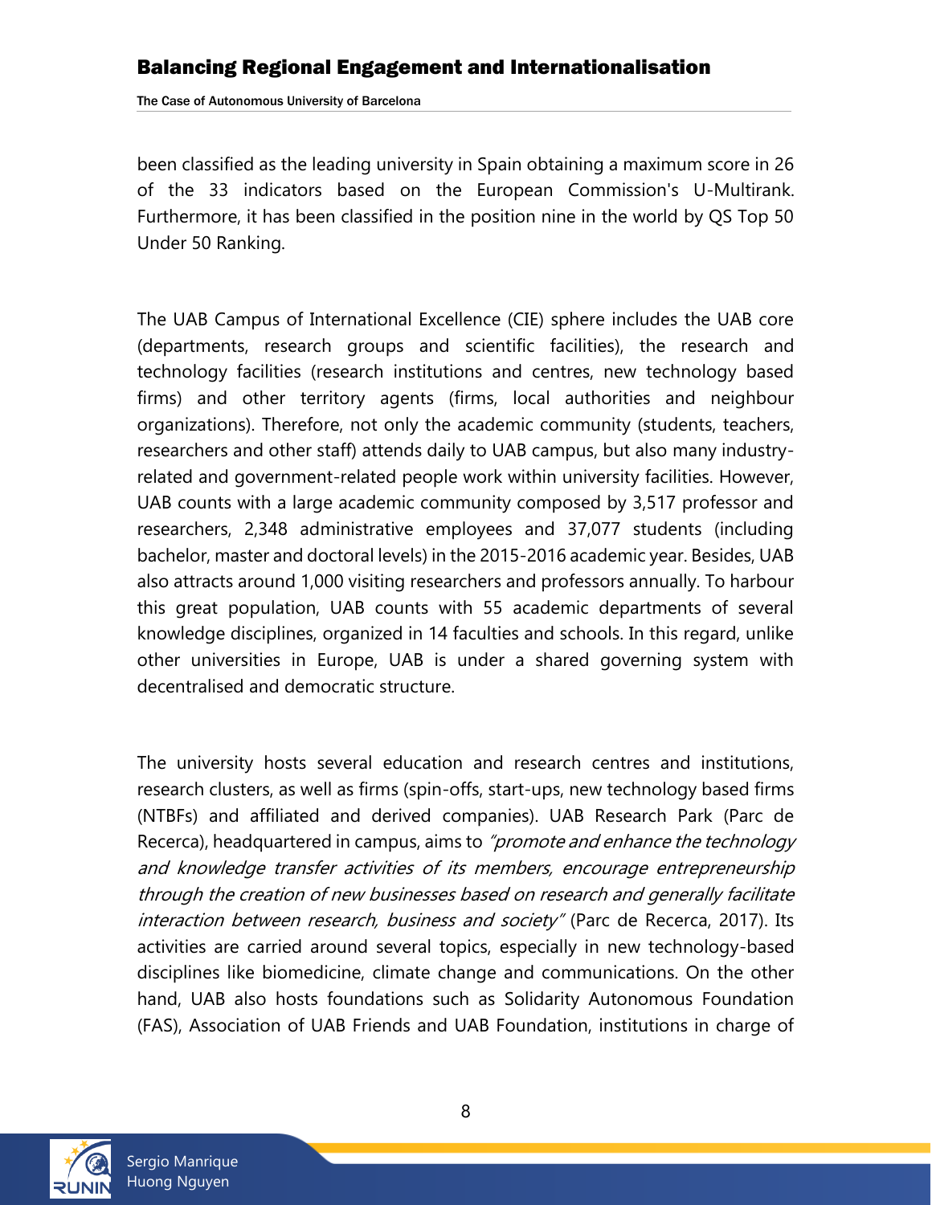been classified as the leading university in Spain obtaining a maximum score in 26 of the 33 indicators based on the European Commission's U-Multirank. Furthermore, it has been classified in the position nine in the world by QS Top 50 Under 50 Ranking.

The UAB Campus of International Excellence (CIE) sphere includes the UAB core (departments, research groups and scientific facilities), the research and technology facilities (research institutions and centres, new technology based firms) and other territory agents (firms, local authorities and neighbour organizations). Therefore, not only the academic community (students, teachers, researchers and other staff) attends daily to UAB campus, but also many industry-related and government-related people work within university facilities. However, UAB counts with a large academic community composed by 3,517 professor and researchers, 2,348 administrative employees and 37,077 students (including bachelor, master and doctoral levels) in the 2015-2016 academic year. Besides, UAB also attracts around 1,000 visiting researchers and professors annually. To harbour this great population, UAB counts with 55 academic departments of several knowledge disciplines, organized in 14 faculties and schools. In this regard, unlike other universities in Europe, UAB is under a shared governing system with decentralised and democratic structure.

The university hosts several education and research centres and institutions, research clusters, as well as firms (spin-offs, start-ups, new technology based firms (NTBFs) and affiliated and derived companies). UAB Research Park (Parc de Recerca), headquartered in campus, aims to *"promote and enhance the technology and knowledge transfer activities of its members, encourage entrepreneurship through the creation of new businesses based on research and generally facilitate interaction between research, business and society"* (Parc de Recerca, 2017). Its activities are carried around several topics, especially in new technology-based disciplines like biomedicine, climate change and communications. On the other hand, UAB also hosts foundations such as Solidarity Autonomous Foundation (FAS), Association of UAB Friends and UAB Foundation, institutions in charge of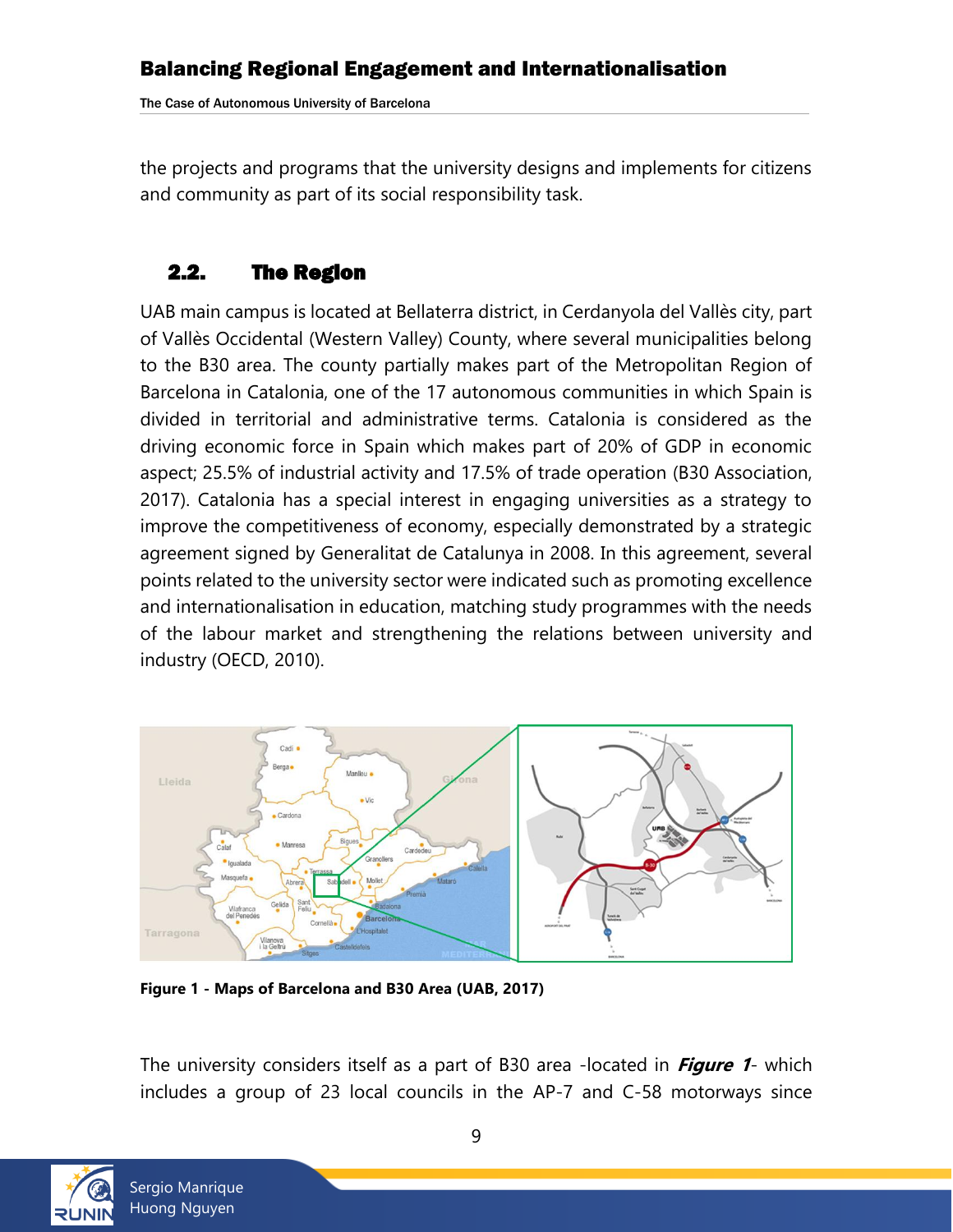the projects and programs that the university designs and implements for citizens and community as part of its social responsibility task.

## 2.2. The Region

UAB main campus is located at Bellaterra district, in Cerdanyola del Vallès city, part of Vallès Occidental (Western Valley) County, where several municipalities belong to the B30 area. The county partially makes part of the Metropolitan Region of Barcelona in Catalonia, one of the 17 autonomous communities in which Spain is divided in territorial and administrative terms. Catalonia is considered as the driving economic force in Spain which makes part of 20% of GDP in economic aspect; 25.5% of industrial activity and 17.5% of trade operation (B30 Association, 2017). Catalonia has a special interest in engaging universities as a strategy to improve the competitiveness of economy, especially demonstrated by a strategic agreement signed by Generalitat de Catalunya in 2008. In this agreement, several points related to the university sector were indicated such as promoting excellence and internationalisation in education, matching study programmes with the needs of the labour market and strengthening the relations between university and industry (OECD, 2010).

**Figure 1 - Maps of Barcelona and B30 Area (UAB, 2017)**

The university considers itself as a part of B30 area -located in ***Figure 1***- which includes a group of 23 local councils in the AP-7 and C-58 motorways since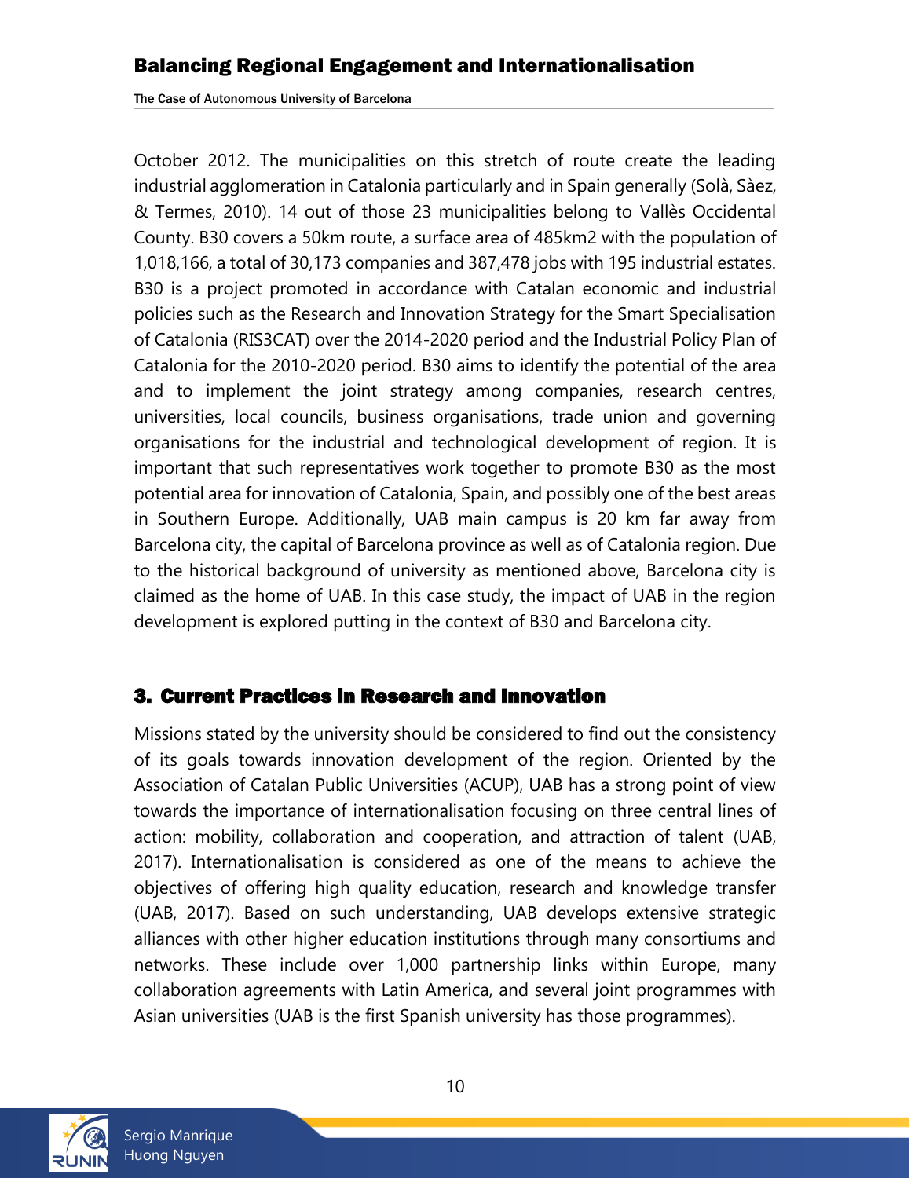October 2012. The municipalities on this stretch of route create the leading industrial agglomeration in Catalonia particularly and in Spain generally (Solà, Sàez, & Termes, 2010). 14 out of those 23 municipalities belong to Vallès Occidental County. B30 covers a 50km route, a surface area of 485km2 with the population of 1,018,166, a total of 30,173 companies and 387,478 jobs with 195 industrial estates. B30 is a project promoted in accordance with Catalan economic and industrial policies such as the Research and Innovation Strategy for the Smart Specialisation of Catalonia (RIS3CAT) over the 2014-2020 period and the Industrial Policy Plan of Catalonia for the 2010-2020 period. B30 aims to identify the potential of the area and to implement the joint strategy among companies, research centres, universities, local councils, business organisations, trade union and governing organisations for the industrial and technological development of region. It is important that such representatives work together to promote B30 as the most potential area for innovation of Catalonia, Spain, and possibly one of the best areas in Southern Europe. Additionally, UAB main campus is 20 km far away from Barcelona city, the capital of Barcelona province as well as of Catalonia region. Due to the historical background of university as mentioned above, Barcelona city is claimed as the home of UAB. In this case study, the impact of UAB in the region development is explored putting in the context of B30 and Barcelona city.

## 3. Current Practices in Research and Innovation

Missions stated by the university should be considered to find out the consistency of its goals towards innovation development of the region. Oriented by the Association of Catalan Public Universities (ACUP), UAB has a strong point of view towards the importance of internationalisation focusing on three central lines of action: mobility, collaboration and cooperation, and attraction of talent (UAB, 2017). Internationalisation is considered as one of the means to achieve the objectives of offering high quality education, research and knowledge transfer (UAB, 2017). Based on such understanding, UAB develops extensive strategic alliances with other higher education institutions through many consortiums and networks. These include over 1,000 partnership links within Europe, many collaboration agreements with Latin America, and several joint programmes with Asian universities (UAB is the first Spanish university has those programmes).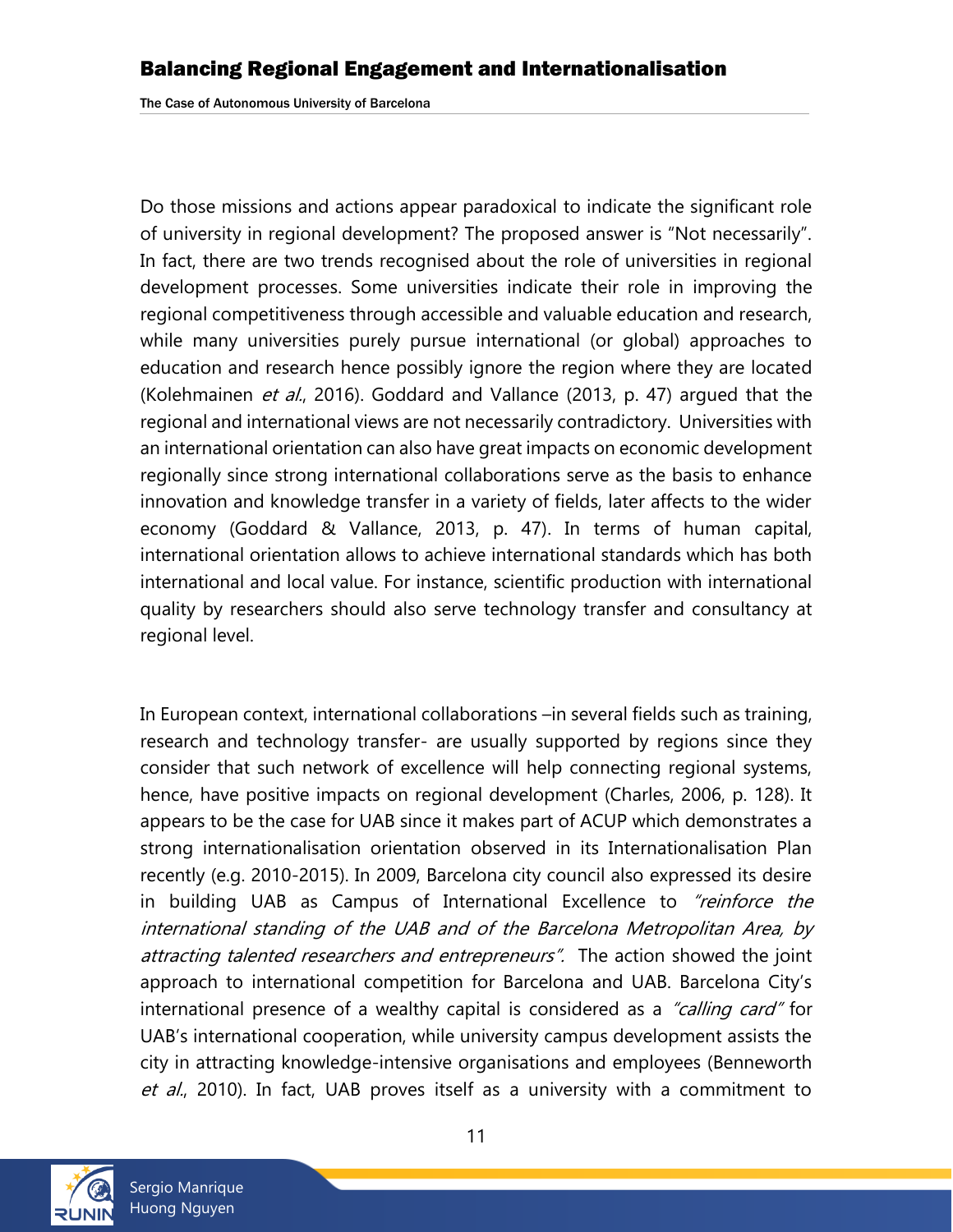Do those missions and actions appear paradoxical to indicate the significant role of university in regional development? The proposed answer is "Not necessarily". In fact, there are two trends recognised about the role of universities in regional development processes. Some universities indicate their role in improving the regional competitiveness through accessible and valuable education and research, while many universities purely pursue international (or global) approaches to education and research hence possibly ignore the region where they are located (Kolehmainen *et al.*, 2016). Goddard and Vallance (2013, p. 47) argued that the regional and international views are not necessarily contradictory. Universities with an international orientation can also have great impacts on economic development regionally since strong international collaborations serve as the basis to enhance innovation and knowledge transfer in a variety of fields, later affects to the wider economy (Goddard & Vallance, 2013, p. 47). In terms of human capital, international orientation allows to achieve international standards which has both international and local value. For instance, scientific production with international quality by researchers should also serve technology transfer and consultancy at regional level.

In European context, international collaborations –in several fields such as training, research and technology transfer- are usually supported by regions since they consider that such network of excellence will help connecting regional systems, hence, have positive impacts on regional development (Charles, 2006, p. 128). It appears to be the case for UAB since it makes part of ACUP which demonstrates a strong internationalisation orientation observed in its Internationalisation Plan recently (e.g. 2010-2015). In 2009, Barcelona city council also expressed its desire in building UAB as Campus of International Excellence to *"reinforce the international standing of the UAB and of the Barcelona Metropolitan Area, by attracting talented researchers and entrepreneurs".* The action showed the joint approach to international competition for Barcelona and UAB. Barcelona City's international presence of a wealthy capital is considered as a *"calling card"* for UAB's international cooperation, while university campus development assists the city in attracting knowledge-intensive organisations and employees (Benneworth *et al.*, 2010). In fact, UAB proves itself as a university with a commitment to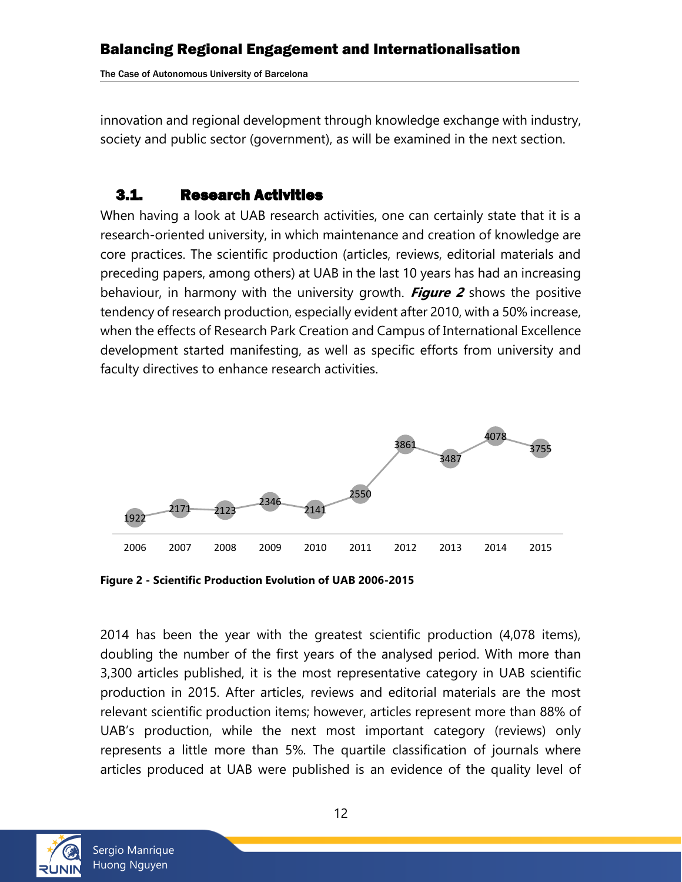innovation and regional development through knowledge exchange with industry, society and public sector (government), as will be examined in the next section.

### 3.1. Research Activities

When having a look at UAB research activities, one can certainly state that it is a research-oriented university, in which maintenance and creation of knowledge are core practices. The scientific production (articles, reviews, editorial materials and preceding papers, among others) at UAB in the last 10 years has had an increasing behaviour, in harmony with the university growth. ***Figure 2*** shows the positive tendency of research production, especially evident after 2010, with a 50% increase, when the effects of Research Park Creation and Campus of International Excellence development started manifesting, as well as specific efforts from university and faculty directives to enhance research activities.

| 2006 | 2007 | 2008 | 2009 | 2010 | 2011 | 2012 | 2013 | 2014 | 2015 |
|---|---|---|---|---|---|---|---|---|---|
| 1922 | 2171 | 2123 | 2346 | 2141 | 2550 | 3861 | 3487 | 4078 | 3755 |

**Figure 2 - Scientific Production Evolution of UAB 2006-2015**

2014 has been the year with the greatest scientific production (4,078 items), doubling the number of the first years of the analysed period. With more than 3,300 articles published, it is the most representative category in UAB scientific production in 2015. After articles, reviews and editorial materials are the most relevant scientific production items; however, articles represent more than 88% of UAB's production, while the next most important category (reviews) only represents a little more than 5%. The quartile classification of journals where articles produced at UAB were published is an evidence of the quality level of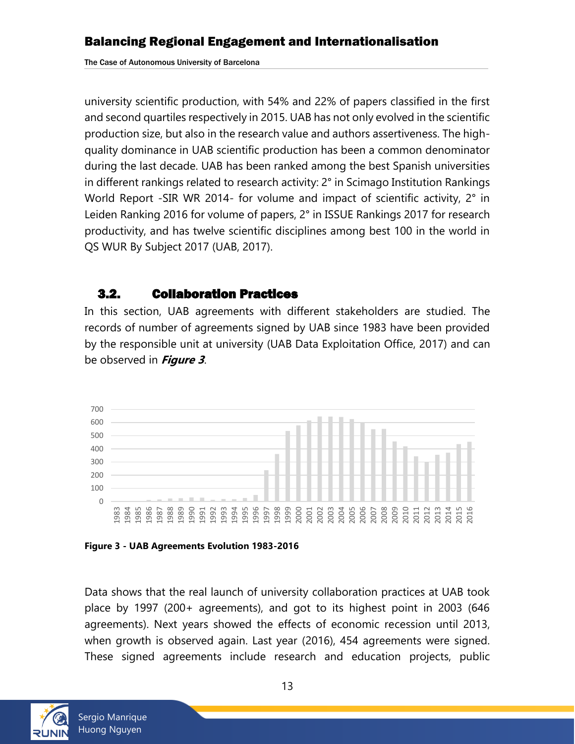university scientific production, with 54% and 22% of papers classified in the first and second quartiles respectively in 2015. UAB has not only evolved in the scientific production size, but also in the research value and authors assertiveness. The high-quality dominance in UAB scientific production has been a common denominator during the last decade. UAB has been ranked among the best Spanish universities in different rankings related to research activity: 2° in Scimago Institution Rankings World Report -SIR WR 2014- for volume and impact of scientific activity, 2° in Leiden Ranking 2016 for volume of papers, 2° in ISSUE Rankings 2017 for research productivity, and has twelve scientific disciplines among best 100 in the world in QS WUR By Subject 2017 (UAB, 2017).

## 3.2. Collaboration Practices

In this section, UAB agreements with different stakeholders are studied. The records of number of agreements signed by UAB since 1983 have been provided by the responsible unit at university (UAB Data Exploitation Office, 2017) and can be observed in ***Figure 3***.

**Figure 3 - UAB Agreements Evolution 1983-2016**

Data shows that the real launch of university collaboration practices at UAB took place by 1997 (200+ agreements), and got to its highest point in 2003 (646 agreements). Next years showed the effects of economic recession until 2013, when growth is observed again. Last year (2016), 454 agreements were signed. These signed agreements include research and education projects, public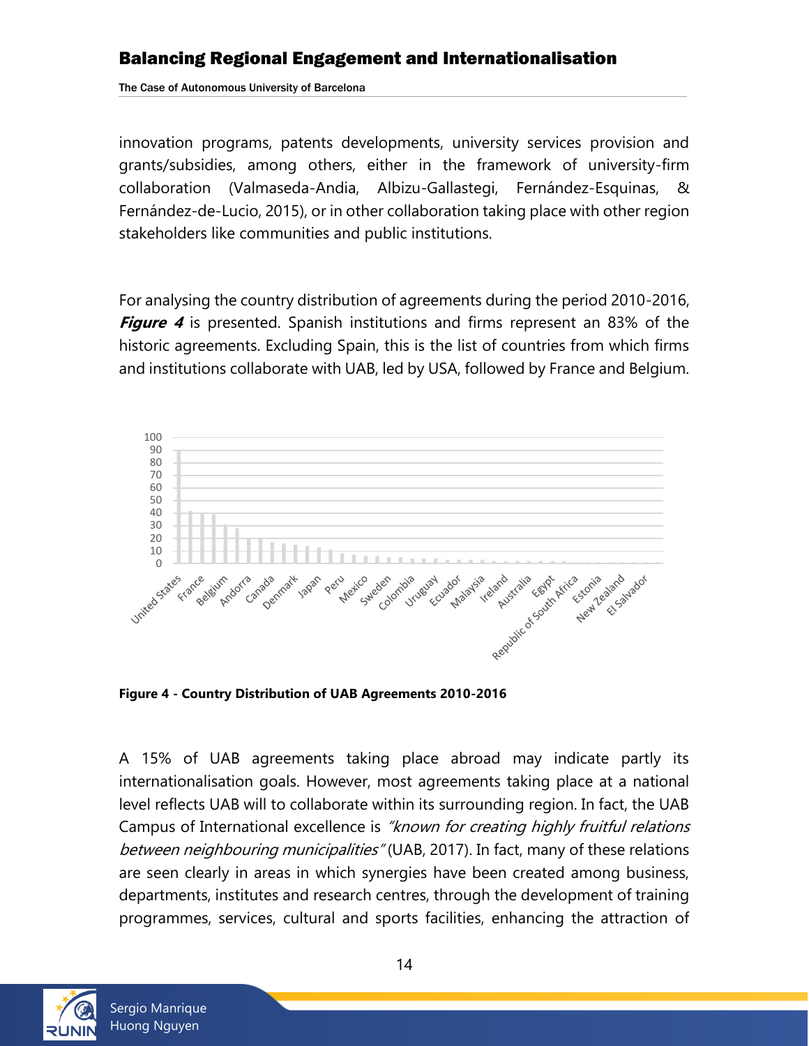innovation programs, patents developments, university services provision and grants/subsidies, among others, either in the framework of university-firm collaboration (Valmaseda-Andia, Albizu-Gallastegi, Fernández-Esquinas, & Fernández-de-Lucio, 2015), or in other collaboration taking place with other region stakeholders like communities and public institutions.

For analysing the country distribution of agreements during the period 2010-2016, ***Figure 4*** is presented. Spanish institutions and firms represent an 83% of the historic agreements. Excluding Spain, this is the list of countries from which firms and institutions collaborate with UAB, led by USA, followed by France and Belgium.

**Figure 4 - Country Distribution of UAB Agreements 2010-2016**

A 15% of UAB agreements taking place abroad may indicate partly its internationalisation goals. However, most agreements taking place at a national level reflects UAB will to collaborate within its surrounding region. In fact, the UAB Campus of International excellence is *"known for creating highly fruitful relations between neighbouring municipalities"* (UAB, 2017). In fact, many of these relations are seen clearly in areas in which synergies have been created among business, departments, institutes and research centres, through the development of training programmes, services, cultural and sports facilities, enhancing the attraction of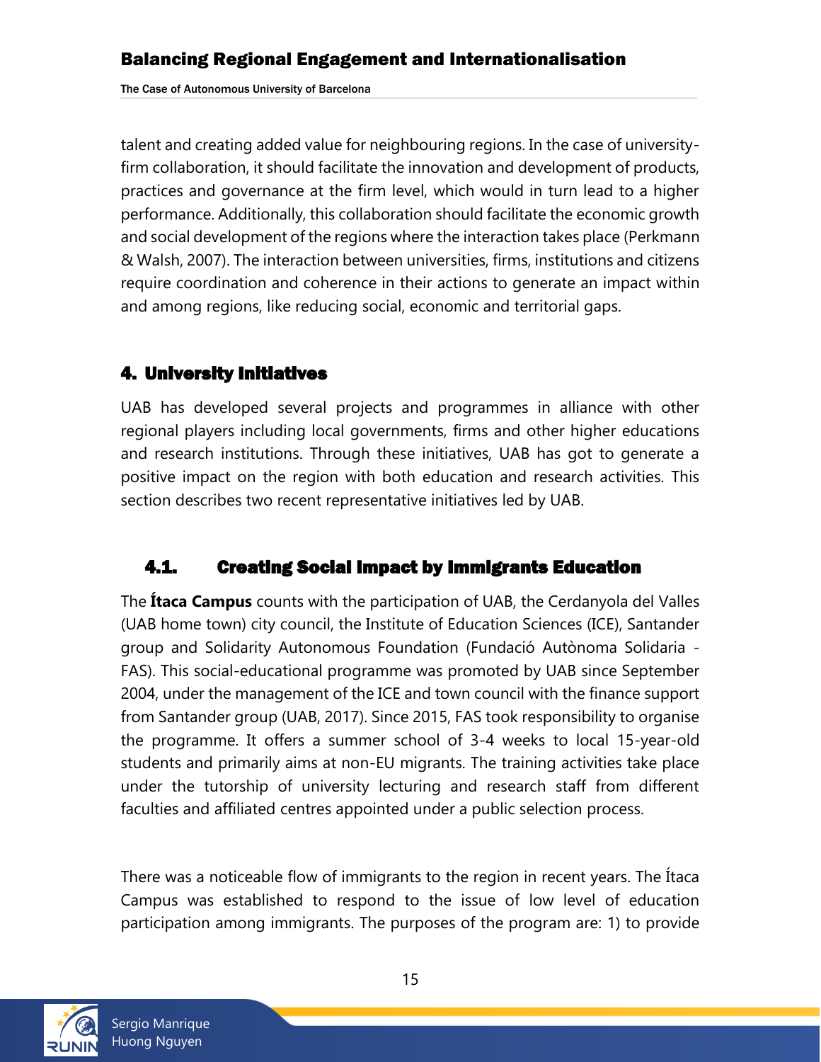talent and creating added value for neighbouring regions. In the case of university-firm collaboration, it should facilitate the innovation and development of products, practices and governance at the firm level, which would in turn lead to a higher performance. Additionally, this collaboration should facilitate the economic growth and social development of the regions where the interaction takes place (Perkmann & Walsh, 2007). The interaction between universities, firms, institutions and citizens require coordination and coherence in their actions to generate an impact within and among regions, like reducing social, economic and territorial gaps.

## 4. University Initiatives

UAB has developed several projects and programmes in alliance with other regional players including local governments, firms and other higher educations and research institutions. Through these initiatives, UAB has got to generate a positive impact on the region with both education and research activities. This section describes two recent representative initiatives led by UAB.

### 4.1. Creating Social Impact by Immigrants Education

The **Ítaca Campus** counts with the participation of UAB, the Cerdanyola del Valles (UAB home town) city council, the Institute of Education Sciences (ICE), Santander group and Solidarity Autonomous Foundation (Fundació Autònoma Solidaria - FAS). This social-educational programme was promoted by UAB since September 2004, under the management of the ICE and town council with the finance support from Santander group (UAB, 2017). Since 2015, FAS took responsibility to organise the programme. It offers a summer school of 3-4 weeks to local 15-year-old students and primarily aims at non-EU migrants. The training activities take place under the tutorship of university lecturing and research staff from different faculties and affiliated centres appointed under a public selection process.

There was a noticeable flow of immigrants to the region in recent years. The Ítaca Campus was established to respond to the issue of low level of education participation among immigrants. The purposes of the program are: 1) to provide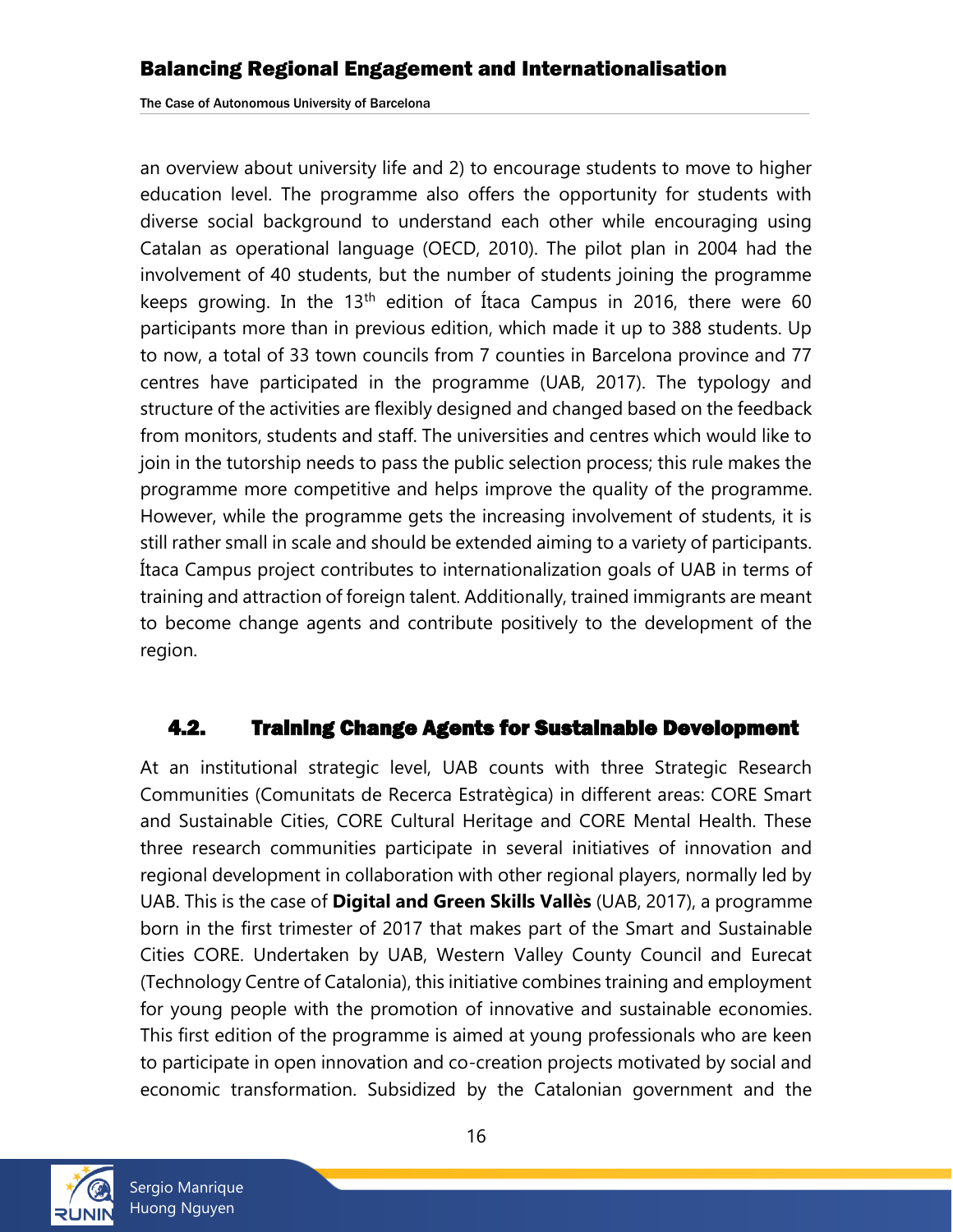an overview about university life and 2) to encourage students to move to higher education level. The programme also offers the opportunity for students with diverse social background to understand each other while encouraging using Catalan as operational language (OECD, 2010). The pilot plan in 2004 had the involvement of 40 students, but the number of students joining the programme keeps growing. In the 13th edition of Ítaca Campus in 2016, there were 60 participants more than in previous edition, which made it up to 388 students. Up to now, a total of 33 town councils from 7 counties in Barcelona province and 77 centres have participated in the programme (UAB, 2017). The typology and structure of the activities are flexibly designed and changed based on the feedback from monitors, students and staff. The universities and centres which would like to join in the tutorship needs to pass the public selection process; this rule makes the programme more competitive and helps improve the quality of the programme. However, while the programme gets the increasing involvement of students, it is still rather small in scale and should be extended aiming to a variety of participants. Ítaca Campus project contributes to internationalization goals of UAB in terms of training and attraction of foreign talent. Additionally, trained immigrants are meant to become change agents and contribute positively to the development of the region.

## 4.2. Training Change Agents for Sustainable Development

At an institutional strategic level, UAB counts with three Strategic Research Communities (Comunitats de Recerca Estratègica) in different areas: CORE Smart and Sustainable Cities, CORE Cultural Heritage and CORE Mental Health. These three research communities participate in several initiatives of innovation and regional development in collaboration with other regional players, normally led by UAB. This is the case of **Digital and Green Skills Vallès** (UAB, 2017), a programme born in the first trimester of 2017 that makes part of the Smart and Sustainable Cities CORE. Undertaken by UAB, Western Valley County Council and Eurecat (Technology Centre of Catalonia), this initiative combines training and employment for young people with the promotion of innovative and sustainable economies. This first edition of the programme is aimed at young professionals who are keen to participate in open innovation and co-creation projects motivated by social and economic transformation. Subsidized by the Catalonian government and the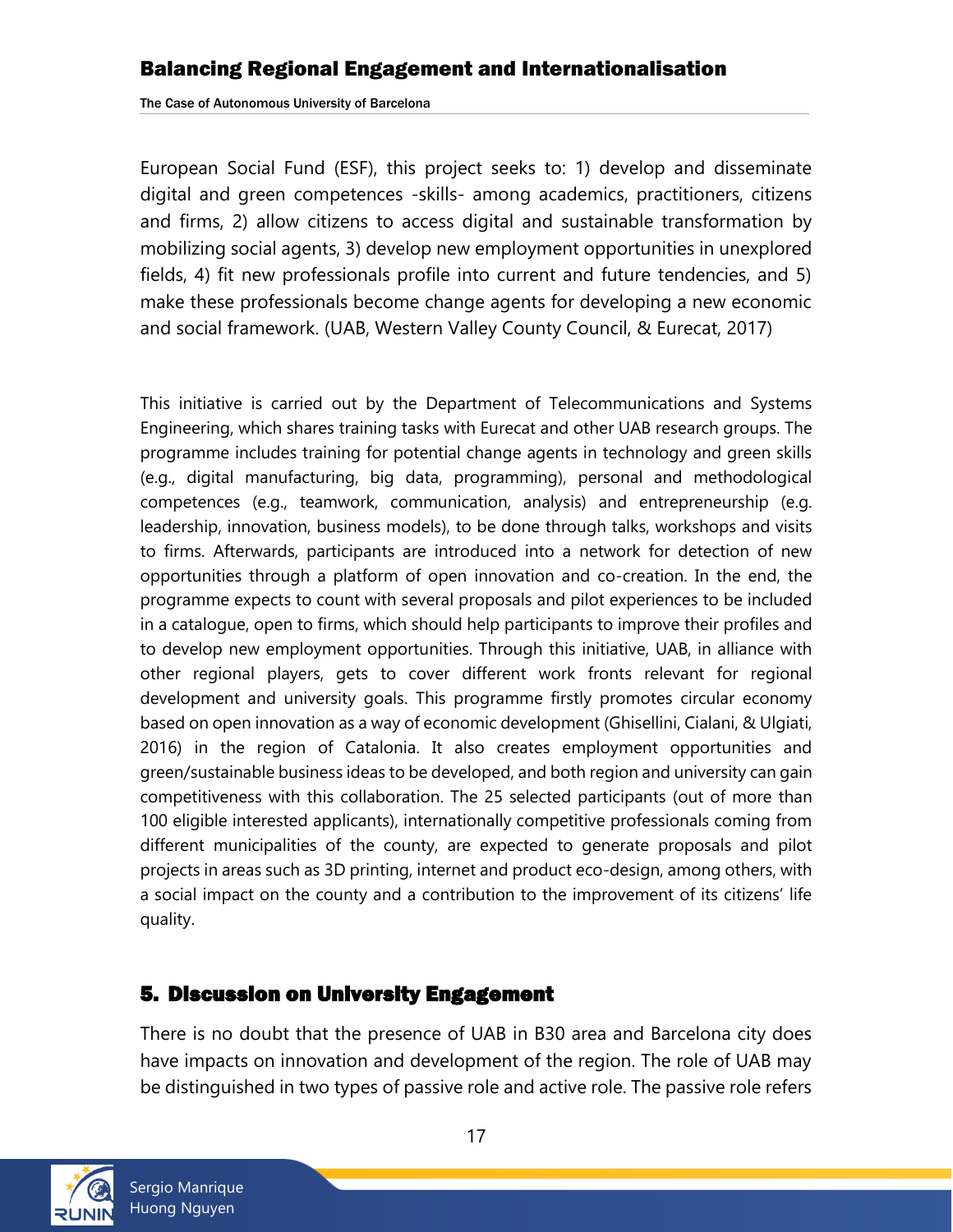European Social Fund (ESF), this project seeks to: 1) develop and disseminate digital and green competences -skills- among academics, practitioners, citizens and firms, 2) allow citizens to access digital and sustainable transformation by mobilizing social agents, 3) develop new employment opportunities in unexplored fields, 4) fit new professionals profile into current and future tendencies, and 5) make these professionals become change agents for developing a new economic and social framework. (UAB, Western Valley County Council, & Eurecat, 2017)

This initiative is carried out by the Department of Telecommunications and Systems Engineering, which shares training tasks with Eurecat and other UAB research groups. The programme includes training for potential change agents in technology and green skills (e.g., digital manufacturing, big data, programming), personal and methodological competences (e.g., teamwork, communication, analysis) and entrepreneurship (e.g. leadership, innovation, business models), to be done through talks, workshops and visits to firms. Afterwards, participants are introduced into a network for detection of new opportunities through a platform of open innovation and co-creation. In the end, the programme expects to count with several proposals and pilot experiences to be included in a catalogue, open to firms, which should help participants to improve their profiles and to develop new employment opportunities. Through this initiative, UAB, in alliance with other regional players, gets to cover different work fronts relevant for regional development and university goals. This programme firstly promotes circular economy based on open innovation as a way of economic development (Ghisellini, Cialani, & Ulgiati, 2016) in the region of Catalonia. It also creates employment opportunities and green/sustainable business ideas to be developed, and both region and university can gain competitiveness with this collaboration. The 25 selected participants (out of more than 100 eligible interested applicants), internationally competitive professionals coming from different municipalities of the county, are expected to generate proposals and pilot projects in areas such as 3D printing, internet and product eco-design, among others, with a social impact on the county and a contribution to the improvement of its citizens' life quality.

## 5. Discussion on University Engagement

There is no doubt that the presence of UAB in B30 area and Barcelona city does have impacts on innovation and development of the region. The role of UAB may be distinguished in two types of passive role and active role. The passive role refers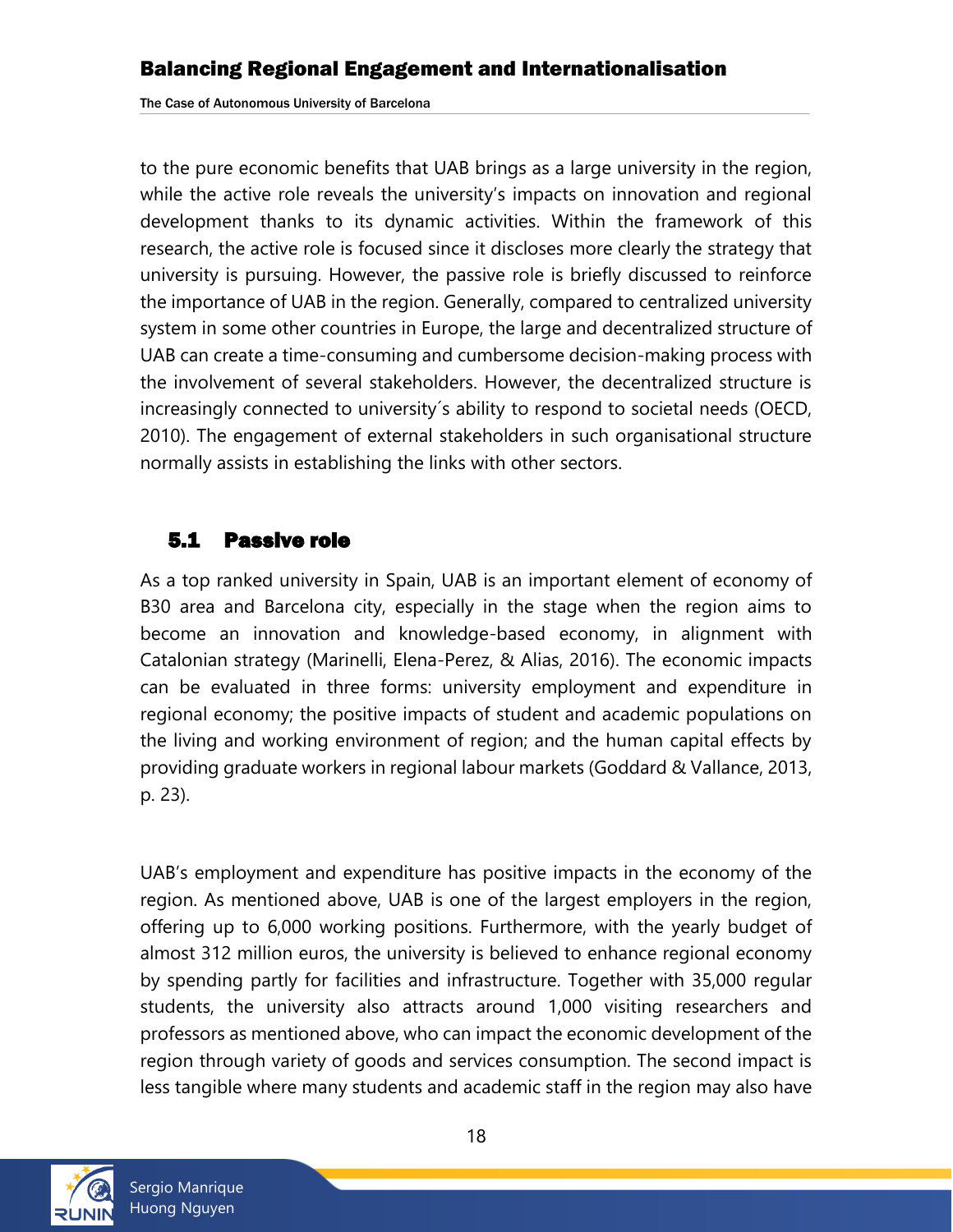to the pure economic benefits that UAB brings as a large university in the region, while the active role reveals the university's impacts on innovation and regional development thanks to its dynamic activities. Within the framework of this research, the active role is focused since it discloses more clearly the strategy that university is pursuing. However, the passive role is briefly discussed to reinforce the importance of UAB in the region. Generally, compared to centralized university system in some other countries in Europe, the large and decentralized structure of UAB can create a time-consuming and cumbersome decision-making process with the involvement of several stakeholders. However, the decentralized structure is increasingly connected to university´s ability to respond to societal needs (OECD, 2010). The engagement of external stakeholders in such organisational structure normally assists in establishing the links with other sectors.

## 5.1 Passive role

As a top ranked university in Spain, UAB is an important element of economy of B30 area and Barcelona city, especially in the stage when the region aims to become an innovation and knowledge-based economy, in alignment with Catalonian strategy (Marinelli, Elena-Perez, & Alias, 2016). The economic impacts can be evaluated in three forms: university employment and expenditure in regional economy; the positive impacts of student and academic populations on the living and working environment of region; and the human capital effects by providing graduate workers in regional labour markets (Goddard & Vallance, 2013, p. 23).

UAB's employment and expenditure has positive impacts in the economy of the region. As mentioned above, UAB is one of the largest employers in the region, offering up to 6,000 working positions. Furthermore, with the yearly budget of almost 312 million euros, the university is believed to enhance regional economy by spending partly for facilities and infrastructure. Together with 35,000 regular students, the university also attracts around 1,000 visiting researchers and professors as mentioned above, who can impact the economic development of the region through variety of goods and services consumption. The second impact is less tangible where many students and academic staff in the region may also have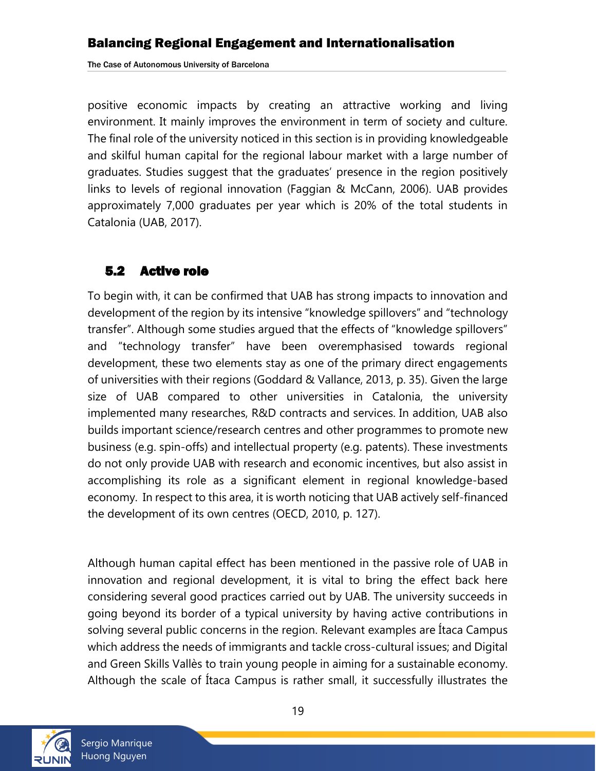positive economic impacts by creating an attractive working and living environment. It mainly improves the environment in term of society and culture. The final role of the university noticed in this section is in providing knowledgeable and skilful human capital for the regional labour market with a large number of graduates. Studies suggest that the graduates' presence in the region positively links to levels of regional innovation (Faggian & McCann, 2006). UAB provides approximately 7,000 graduates per year which is 20% of the total students in Catalonia (UAB, 2017).

## 5.2 Active role

To begin with, it can be confirmed that UAB has strong impacts to innovation and development of the region by its intensive "knowledge spillovers" and "technology transfer". Although some studies argued that the effects of "knowledge spillovers" and "technology transfer" have been overemphasised towards regional development, these two elements stay as one of the primary direct engagements of universities with their regions (Goddard & Vallance, 2013, p. 35). Given the large size of UAB compared to other universities in Catalonia, the university implemented many researches, R&D contracts and services. In addition, UAB also builds important science/research centres and other programmes to promote new business (e.g. spin-offs) and intellectual property (e.g. patents). These investments do not only provide UAB with research and economic incentives, but also assist in accomplishing its role as a significant element in regional knowledge-based economy. In respect to this area, it is worth noticing that UAB actively self-financed the development of its own centres (OECD, 2010, p. 127).

Although human capital effect has been mentioned in the passive role of UAB in innovation and regional development, it is vital to bring the effect back here considering several good practices carried out by UAB. The university succeeds in going beyond its border of a typical university by having active contributions in solving several public concerns in the region. Relevant examples are Ítaca Campus which address the needs of immigrants and tackle cross-cultural issues; and Digital and Green Skills Vallès to train young people in aiming for a sustainable economy. Although the scale of Ítaca Campus is rather small, it successfully illustrates the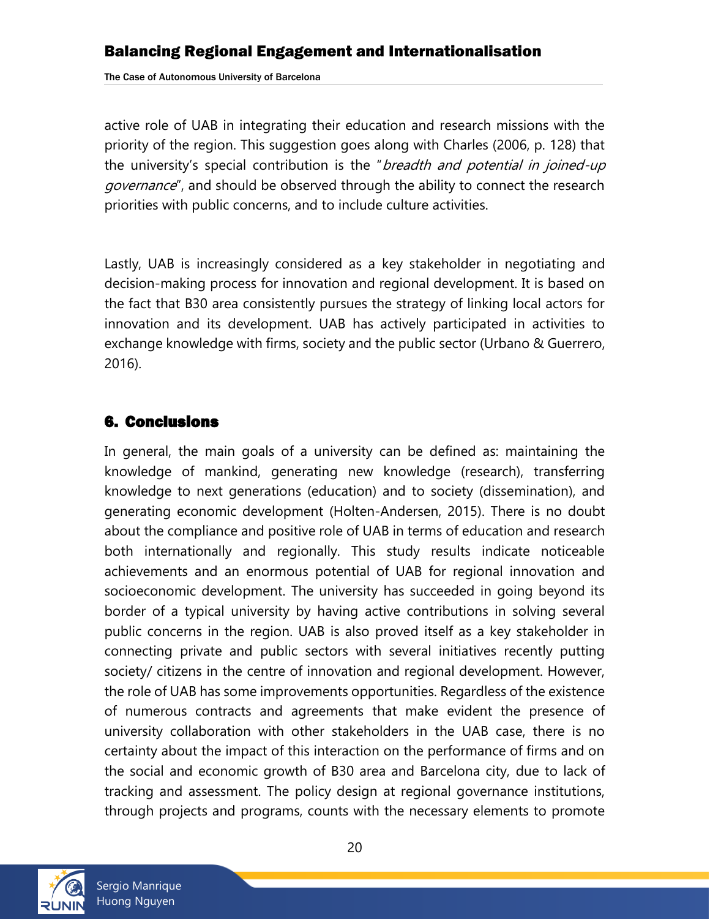active role of UAB in integrating their education and research missions with the priority of the region. This suggestion goes along with Charles (2006, p. 128) that the university's special contribution is the "*breadth and potential in joined-up governance*", and should be observed through the ability to connect the research priorities with public concerns, and to include culture activities.

Lastly, UAB is increasingly considered as a key stakeholder in negotiating and decision-making process for innovation and regional development. It is based on the fact that B30 area consistently pursues the strategy of linking local actors for innovation and its development. UAB has actively participated in activities to exchange knowledge with firms, society and the public sector (Urbano & Guerrero, 2016).

## 6. Conclusions

In general, the main goals of a university can be defined as: maintaining the knowledge of mankind, generating new knowledge (research), transferring knowledge to next generations (education) and to society (dissemination), and generating economic development (Holten-Andersen, 2015). There is no doubt about the compliance and positive role of UAB in terms of education and research both internationally and regionally. This study results indicate noticeable achievements and an enormous potential of UAB for regional innovation and socioeconomic development. The university has succeeded in going beyond its border of a typical university by having active contributions in solving several public concerns in the region. UAB is also proved itself as a key stakeholder in connecting private and public sectors with several initiatives recently putting society/ citizens in the centre of innovation and regional development. However, the role of UAB has some improvements opportunities. Regardless of the existence of numerous contracts and agreements that make evident the presence of university collaboration with other stakeholders in the UAB case, there is no certainty about the impact of this interaction on the performance of firms and on the social and economic growth of B30 area and Barcelona city, due to lack of tracking and assessment. The policy design at regional governance institutions, through projects and programs, counts with the necessary elements to promote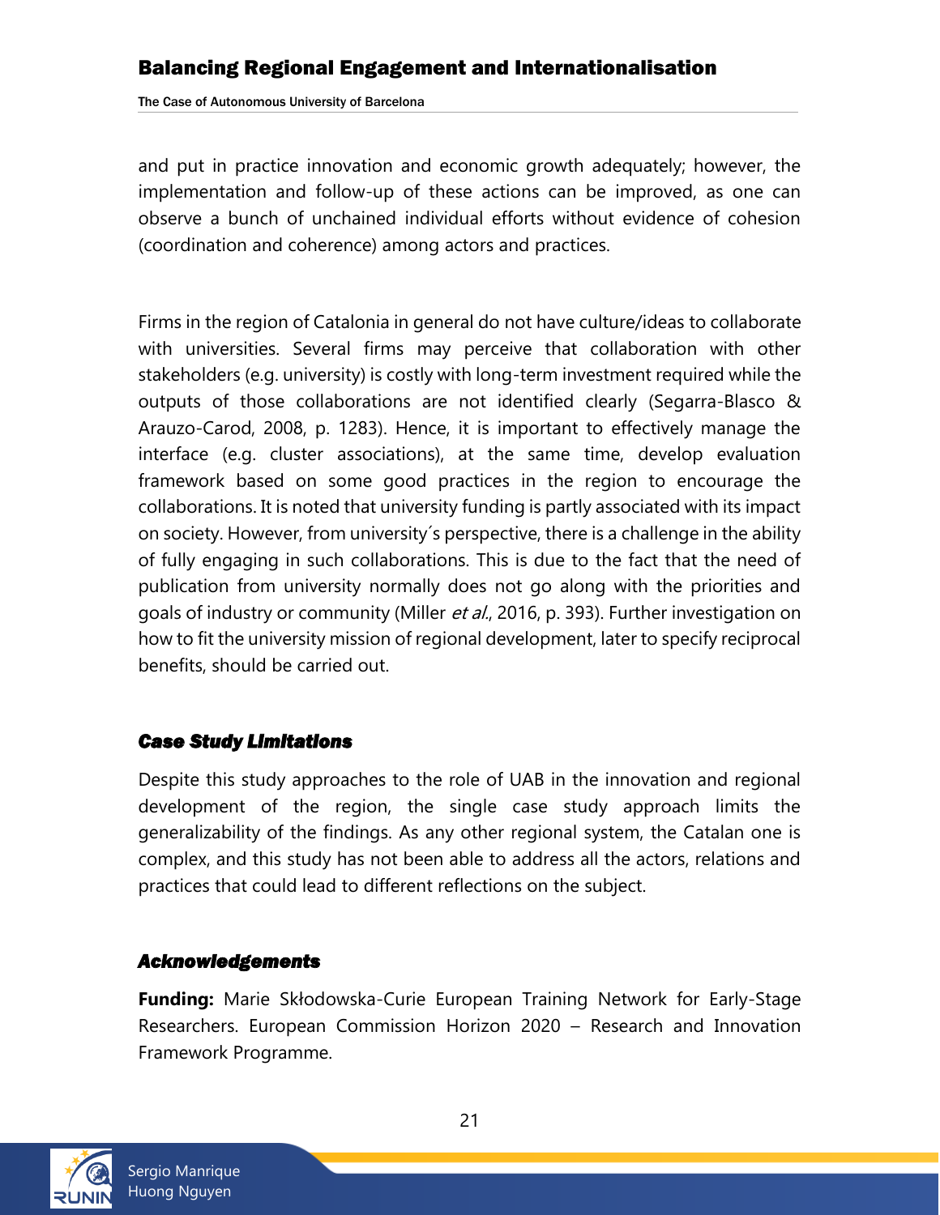and put in practice innovation and economic growth adequately; however, the implementation and follow-up of these actions can be improved, as one can observe a bunch of unchained individual efforts without evidence of cohesion (coordination and coherence) among actors and practices.

Firms in the region of Catalonia in general do not have culture/ideas to collaborate with universities. Several firms may perceive that collaboration with other stakeholders (e.g. university) is costly with long-term investment required while the outputs of those collaborations are not identified clearly (Segarra-Blasco & Arauzo-Carod, 2008, p. 1283). Hence, it is important to effectively manage the interface (e.g. cluster associations), at the same time, develop evaluation framework based on some good practices in the region to encourage the collaborations. It is noted that university funding is partly associated with its impact on society. However, from university´s perspective, there is a challenge in the ability of fully engaging in such collaborations. This is due to the fact that the need of publication from university normally does not go along with the priorities and goals of industry or community (Miller *et al.*, 2016, p. 393). Further investigation on how to fit the university mission of regional development, later to specify reciprocal benefits, should be carried out.

### *Case Study Limitations*

Despite this study approaches to the role of UAB in the innovation and regional development of the region, the single case study approach limits the generalizability of the findings. As any other regional system, the Catalan one is complex, and this study has not been able to address all the actors, relations and practices that could lead to different reflections on the subject.

### *Acknowledgements*

**Funding:** Marie Skłodowska-Curie European Training Network for Early-Stage Researchers. European Commission Horizon 2020 – Research and Innovation Framework Programme.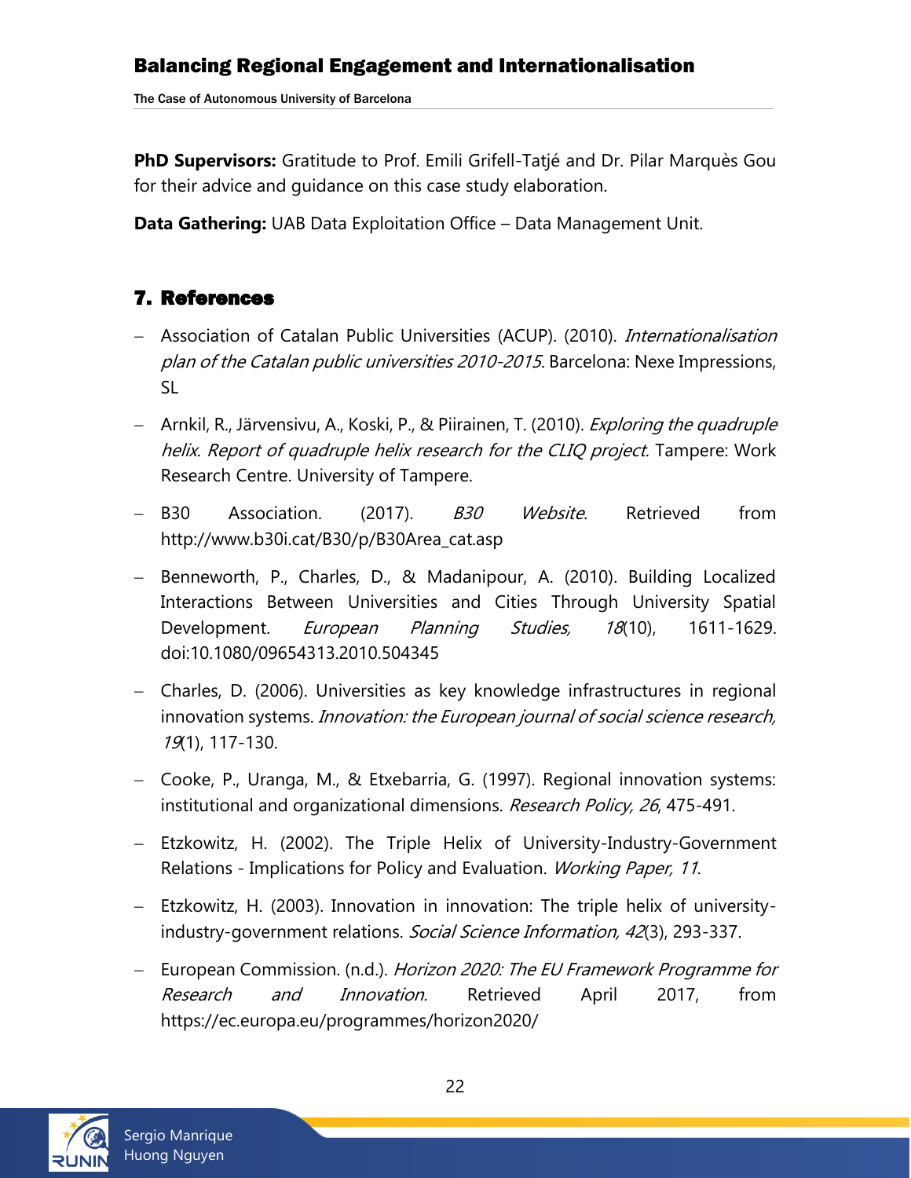**PhD Supervisors:** Gratitude to Prof. Emili Grifell-Tatjé and Dr. Pilar Marquès Gou for their advice and guidance on this case study elaboration.

**Data Gathering:** UAB Data Exploitation Office – Data Management Unit.

## 7. References

- Association of Catalan Public Universities (ACUP). (2010). *Internationalisation plan of the Catalan public universities 2010-2015.* Barcelona: Nexe Impressions, SL
- Arnkil, R., Järvensivu, A., Koski, P., & Piirainen, T. (2010). *Exploring the quadruple helix. Report of quadruple helix research for the CLIQ project.* Tampere: Work Research Centre. University of Tampere.
- B30 Association. (2017). *B30 Website*. Retrieved from http://www.b30i.cat/B30/p/B30Area_cat.asp
- Benneworth, P., Charles, D., & Madanipour, A. (2010). Building Localized Interactions Between Universities and Cities Through University Spatial Development. *European Planning Studies, 18*(10), 1611-1629. doi:10.1080/09654313.2010.504345
- Charles, D. (2006). Universities as key knowledge infrastructures in regional innovation systems. *Innovation: the European journal of social science research, 19*(1), 117-130.
- Cooke, P., Uranga, M., & Etxebarria, G. (1997). Regional innovation systems: institutional and organizational dimensions. *Research Policy, 26*, 475-491.
- Etzkowitz, H. (2002). The Triple Helix of University-Industry-Government Relations - Implications for Policy and Evaluation. *Working Paper, 11*.
- Etzkowitz, H. (2003). Innovation in innovation: The triple helix of university-industry-government relations. *Social Science Information, 42*(3), 293-337.
- European Commission. (n.d.). *Horizon 2020: The EU Framework Programme for Research and Innovation.* Retrieved April 2017, from https://ec.europa.eu/programmes/horizon2020/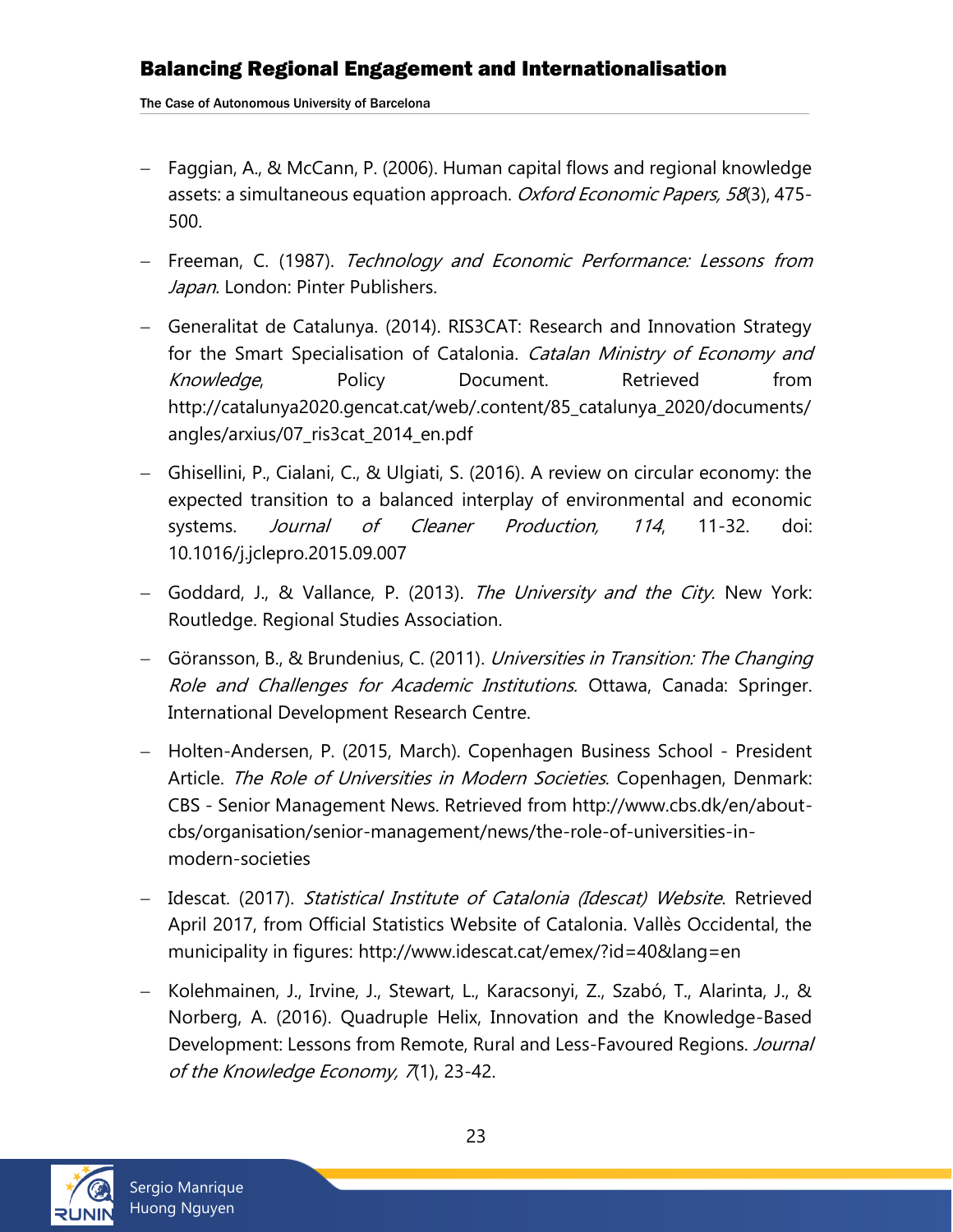- Faggian, A., & McCann, P. (2006). Human capital flows and regional knowledge assets: a simultaneous equation approach. *Oxford Economic Papers, 58*(3), 475-500.

- Freeman, C. (1987). *Technology and Economic Performance: Lessons from Japan.* London: Pinter Publishers.

- Generalitat de Catalunya. (2014). RIS3CAT: Research and Innovation Strategy for the Smart Specialisation of Catalonia. *Catalan Ministry of Economy and Knowledge*, Policy Document. Retrieved from http://catalunya2020.gencat.cat/web/.content/85_catalunya_2020/documents/angles/arxius/07_ris3cat_2014_en.pdf

- Ghisellini, P., Cialani, C., & Ulgiati, S. (2016). A review on circular economy: the expected transition to a balanced interplay of environmental and economic systems. *Journal of Cleaner Production, 114*, 11-32. doi: 10.1016/j.jclepro.2015.09.007

- Goddard, J., & Vallance, P. (2013). *The University and the City.* New York: Routledge. Regional Studies Association.

- Göransson, B., & Brundenius, C. (2011). *Universities in Transition: The Changing Role and Challenges for Academic Institutions.* Ottawa, Canada: Springer. International Development Research Centre.

- Holten-Andersen, P. (2015, March). Copenhagen Business School - President Article. *The Role of Universities in Modern Societies*. Copenhagen, Denmark: CBS - Senior Management News. Retrieved from http://www.cbs.dk/en/about-cbs/organisation/senior-management/news/the-role-of-universities-in-modern-societies

- Idescat. (2017). *Statistical Institute of Catalonia (Idescat) Website*. Retrieved April 2017, from Official Statistics Website of Catalonia. Vallès Occidental, the municipality in figures: http://www.idescat.cat/emex/?id=40&lang=en

- Kolehmainen, J., Irvine, J., Stewart, L., Karacsonyi, Z., Szabó, T., Alarinta, J., & Norberg, A. (2016). Quadruple Helix, Innovation and the Knowledge-Based Development: Lessons from Remote, Rural and Less-Favoured Regions. *Journal of the Knowledge Economy, 7*(1), 23-42.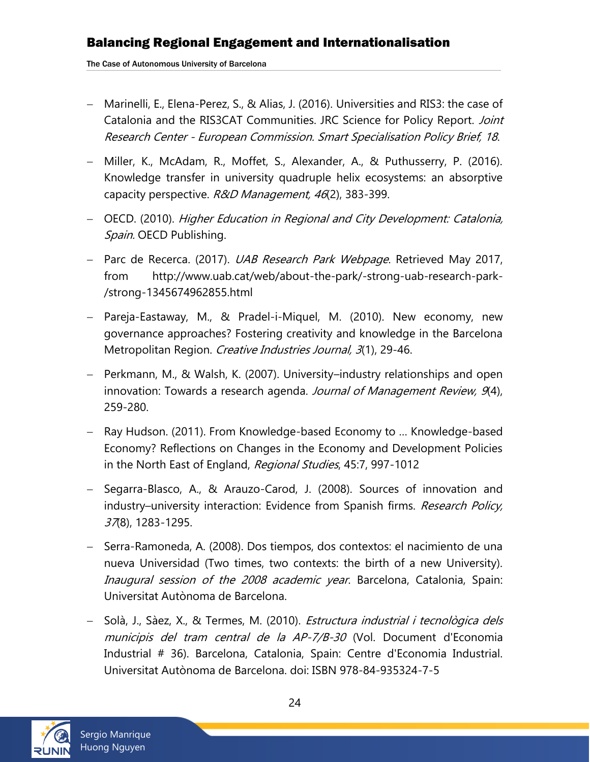- Marinelli, E., Elena-Perez, S., & Alias, J. (2016). Universities and RIS3: the case of Catalonia and the RIS3CAT Communities. JRC Science for Policy Report. *Joint Research Center - European Commission. Smart Specialisation Policy Brief, 18*.

- Miller, K., McAdam, R., Moffet, S., Alexander, A., & Puthusserry, P. (2016). Knowledge transfer in university quadruple helix ecosystems: an absorptive capacity perspective. *R&D Management, 46*(2), 383-399.

- OECD. (2010). *Higher Education in Regional and City Development: Catalonia, Spain*. OECD Publishing.

- Parc de Recerca. (2017). *UAB Research Park Webpage*. Retrieved May 2017, from http://www.uab.cat/web/about-the-park/-strong-uab-research-park-/strong-1345674962855.html

- Pareja-Eastaway, M., & Pradel-i-Miquel, M. (2010). New economy, new governance approaches? Fostering creativity and knowledge in the Barcelona Metropolitan Region. *Creative Industries Journal, 3*(1), 29-46.

- Perkmann, M., & Walsh, K. (2007). University–industry relationships and open innovation: Towards a research agenda. *Journal of Management Review, 9*(4), 259-280.

- Ray Hudson. (2011). From Knowledge-based Economy to … Knowledge-based Economy? Reflections on Changes in the Economy and Development Policies in the North East of England, *Regional Studies*, 45:7, 997-1012

- Segarra-Blasco, A., & Arauzo-Carod, J. (2008). Sources of innovation and industry–university interaction: Evidence from Spanish firms. *Research Policy, 37*(8), 1283-1295.

- Serra-Ramoneda, A. (2008). Dos tiempos, dos contextos: el nacimiento de una nueva Universidad (Two times, two contexts: the birth of a new University). *Inaugural session of the 2008 academic year*. Barcelona, Catalonia, Spain: Universitat Autònoma de Barcelona.

- Solà, J., Sàez, X., & Termes, M. (2010). *Estructura industrial i tecnològica dels municipis del tram central de la AP-7/B-30* (Vol. Document d'Economia Industrial # 36). Barcelona, Catalonia, Spain: Centre d'Economia Industrial. Universitat Autònoma de Barcelona. doi: ISBN 978-84-935324-7-5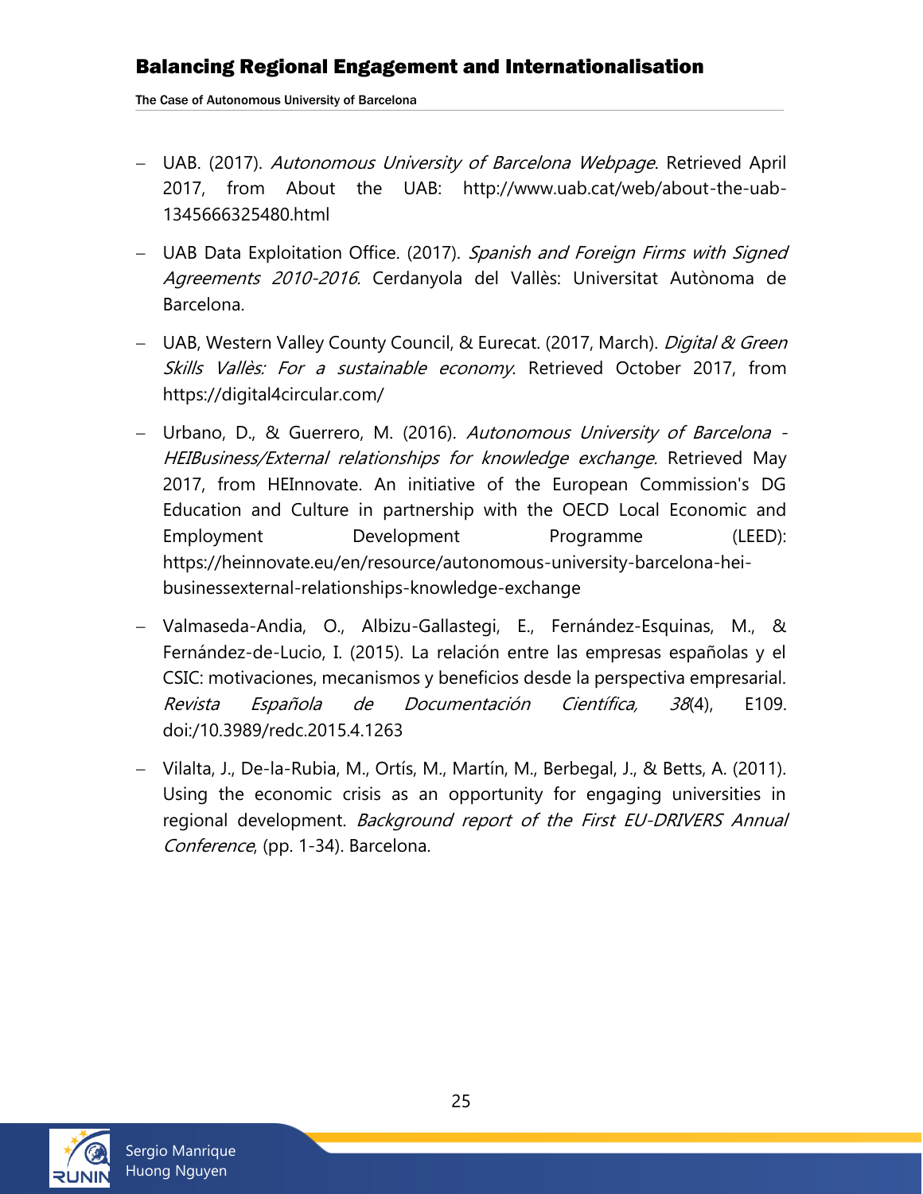- UAB. (2017). *Autonomous University of Barcelona Webpage*. Retrieved April 2017, from About the UAB: http://www.uab.cat/web/about-the-uab-1345666325480.html

- UAB Data Exploitation Office. (2017). *Spanish and Foreign Firms with Signed Agreements 2010-2016.* Cerdanyola del Vallès: Universitat Autònoma de Barcelona.

- UAB, Western Valley County Council, & Eurecat. (2017, March). *Digital & Green Skills Vallès: For a sustainable economy*. Retrieved October 2017, from https://digital4circular.com/

- Urbano, D., & Guerrero, M. (2016). *Autonomous University of Barcelona - HEIBusiness/External relationships for knowledge exchange.* Retrieved May 2017, from HEInnovate. An initiative of the European Commission's DG Education and Culture in partnership with the OECD Local Economic and Employment Development Programme (LEED): https://heinnovate.eu/en/resource/autonomous-university-barcelona-hei-businessexternal-relationships-knowledge-exchange

- Valmaseda-Andia, O., Albizu-Gallastegi, E., Fernández-Esquinas, M., & Fernández-de-Lucio, I. (2015). La relación entre las empresas españolas y el CSIC: motivaciones, mecanismos y beneficios desde la perspectiva empresarial. *Revista Española de Documentación Científica, 38*(4), E109. doi:/10.3989/redc.2015.4.1263

- Vilalta, J., De-la-Rubia, M., Ortís, M., Martín, M., Berbegal, J., & Betts, A. (2011). Using the economic crisis as an opportunity for engaging universities in regional development. *Background report of the First EU-DRIVERS Annual Conference*, (pp. 1-34). Barcelona.